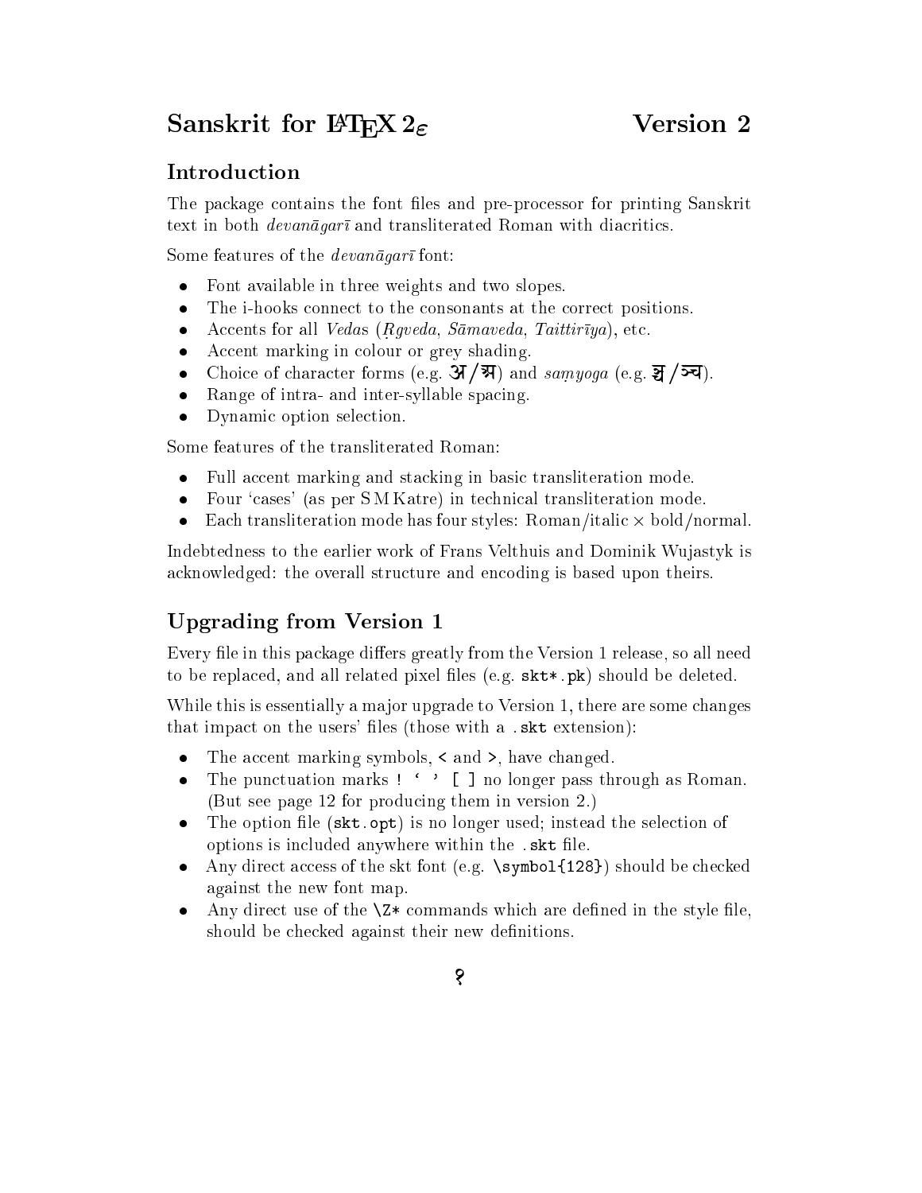# Sanskrit for LaTeX 2ε — Version 2

## Introduction

The package contains the font files and pre-processor for printing Sanskrit text in both *devanāgarī* and transliterated Roman with diacritics.

Some features of the *devanāgarī* font:

- Font available in three weights and two slopes.
- The i-hooks connect to the consonants at the correct positions.
- Accents for all *Veda*s (*Ṛgveda*, *Sāmaveda*, *Taittirīya*), etc.
- Accent marking in colour or grey shading.
- Choice of character forms (e.g. अ / अ) and *saṃyoga* (e.g. ञ्च / ञ्च).
- Range of intra- and inter-syllable spacing.
- Dynamic option selection.

Some features of the transliterated Roman:

- Full accent marking and stacking in basic transliteration mode.
- Four 'cases' (as per S M Katre) in technical transliteration mode.
- Each transliteration mode has four styles: Roman/italic × bold/normal.

Indebtedness to the earlier work of Frans Velthuis and Dominik Wujastyk is acknowledged: the overall structure and encoding is based upon theirs.

## Upgrading from Version 1

Every file in this package differs greatly from the Version 1 release, so all need to be replaced, and all related pixel files (e.g. `skt*.pk`) should be deleted.

While this is essentially a major upgrade to Version 1, there are some changes that impact on the users' files (those with a `.skt` extension):

- The accent marking symbols, `<` and `>`, have changed.
- The punctuation marks `! ‘ ’ [ ]` no longer pass through as Roman. (But see page 12 for producing them in version 2.)
- The option file (`skt.opt`) is no longer used; instead the selection of options is included anywhere within the `.skt` file.
- Any direct access of the skt font (e.g. `\symbol{128}`) should be checked against the new font map.
- Any direct use of the `\Z*` commands which are defined in the style file, should be checked against their new definitions.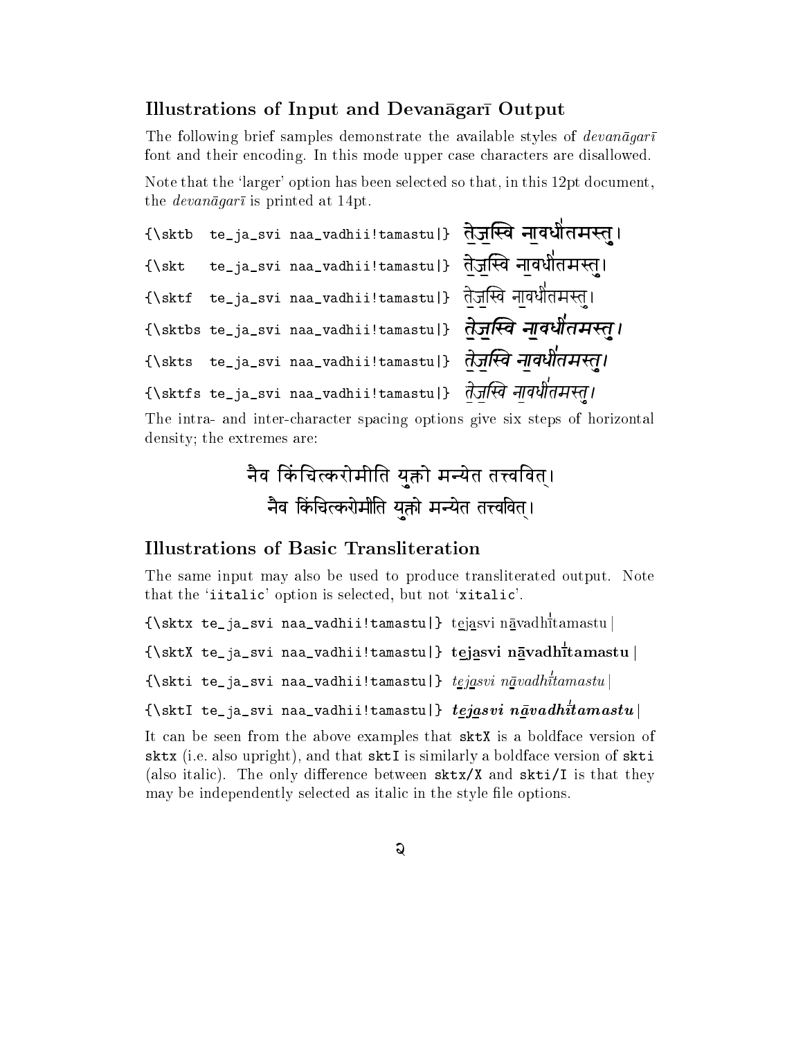## Illustrations of Input and Devanāgarī Output

The following brief samples demonstrate the available styles of *devanāgarī* font and their encoding. In this mode upper case characters are disallowed.

Note that the 'larger' option has been selected so that, in this 12pt document, the *devanāgarī* is printed at 14pt.

```
{\sktb  te_ja_svi naa_vadhii!tamastu|}
```
**ते॒ज॒स्वि ना॒वधी॑तमस्तु।**

```
{\skt   te_ja_svi naa_vadhii!tamastu|}
```
ते॒ज॒स्वि ना॒वधी॑तमस्तु।

```
{\sktf  te_ja_svi naa_vadhii!tamastu|}
```
ते॒ज॒स्वि ना॒वधी॑तमस्तु।

```
{\sktbs te_ja_svi naa_vadhii!tamastu|}
```
***ते॒ज॒स्वि ना॒वधी॑तमस्तु।***

```
{\skts  te_ja_svi naa_vadhii!tamastu|}
```
*ते॒ज॒स्वि ना॒वधी॑तमस्तु।*

```
{\sktfs te_ja_svi naa_vadhii!tamastu|}
```
*ते॒ज॒स्वि ना॒वधी॑तमस्तु।*

The intra- and inter-character spacing options give six steps of horizontal density; the extremes are:

नैव किंचित्करोमीति युक्तो मन्येत तत्त्ववित्।

नैव किंचित्करोमीति युक्तो मन्येत तत्त्ववित्।

## Illustrations of Basic Transliteration

The same input may also be used to produce transliterated output. Note that the '`iitalic`' option is selected, but not '`xitalic`'.

```
{\sktx te_ja_svi naa_vadhii!tamastu|}
```
t̲ej̲asvi n̲āvadhī́tamastu |

```
{\sktX te_ja_svi naa_vadhii!tamastu|}
```
**t̲ej̲asvi n̲āvadhī́tamastu |**

```
{\skti te_ja_svi naa_vadhii!tamastu|}
```
*t̲ej̲asvi n̲āvadhī́tamastu |*

```
{\sktI te_ja_svi naa_vadhii!tamastu|}
```
***t̲ej̲asvi n̲āvadhī́tamastu |***

It can be seen from the above examples that **sktX** is a boldface version of **sktx** (i.e. also upright), and that **sktI** is similarly a boldface version of **skti** (also italic). The only difference between **sktx/X** and **skti/I** is that they may be independently selected as italic in the style file options.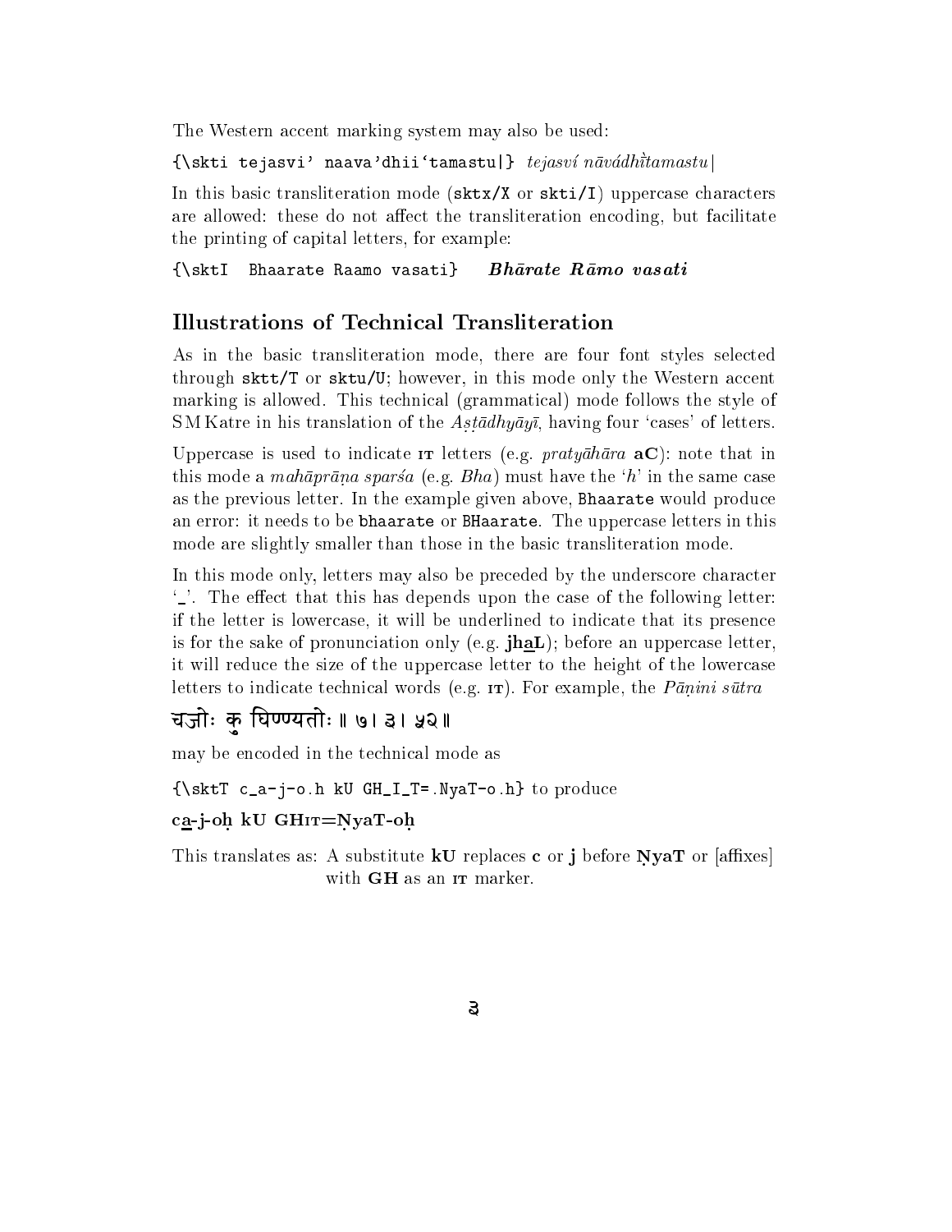The Western accent marking system may also be used:

`{\skti tejasvi' naava'dhii`tamastu|}` *tejasví nāvádhī̀tamastu* |

In this basic transliteration mode (`sktx/X` or `skti/I`) uppercase characters are allowed: these do not affect the transliteration encoding, but facilitate the printing of capital letters, for example:

`{\sktI  Bhaarate Raamo vasati}`   ***Bhārate Rāmo vasati***

## Illustrations of Technical Transliteration

As in the basic transliteration mode, there are four font styles selected through `sktt/T` or `sktu/U`; however, in this mode only the Western accent marking is allowed. This technical (grammatical) mode follows the style of S M Katre in his translation of the *Aṣṭādhyāyī*, having four 'cases' of letters.

Uppercase is used to indicate IT letters (e.g. *pratyāhāra* **aC**): note that in this mode a *mahāprāṇa sparśa* (e.g. *Bha*) must have the '*h*' in the same case as the previous letter. In the example given above, `Bhaarate` would produce an error: it needs to be `bhaarate` or `BHaarate`. The uppercase letters in this mode are slightly smaller than those in the basic transliteration mode.

In this mode only, letters may also be preceded by the underscore character '_'. The effect that this has depends upon the case of the following letter: if the letter is lowercase, it will be underlined to indicate that its presence is for the sake of pronunciation only (e.g. **jh<u>a</u>L**); before an uppercase letter, it will reduce the size of the uppercase letter to the height of the lowercase letters to indicate technical words (e.g. IT). For example, the *Pāṇini sūtra*

चजोः कु घिण्ण्यतोः ॥ ७। ३। ५२॥

may be encoded in the technical mode as

`{\sktT c_a-j-o.h kU GH_I_T=.NyaT-o.h}` to produce

**c<u>a</u>-j-oḥ kU GHIT=ṆyaT-oḥ**

This translates as: A substitute **kU** replaces **c** or **j** before **ṆyaT** or [affixes] with **GH** as an IT marker.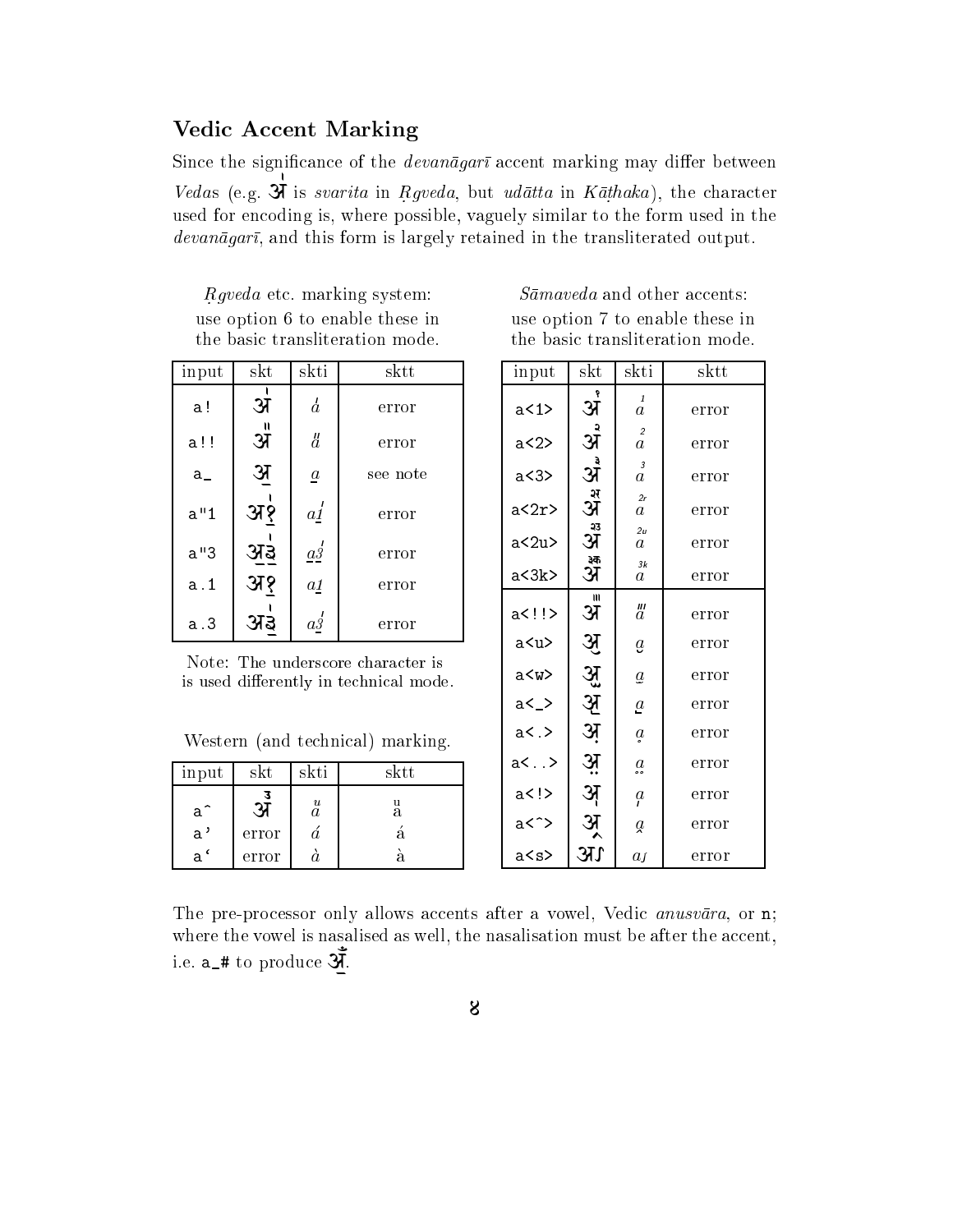## Vedic Accent Marking

Since the significance of the *devanāgarī* accent marking may differ between *Vedas* (e.g. अ॑ is *svarita* in *Ṛgveda*, but *udātta* in *Kāṭhaka*), the character used for encoding is, where possible, vaguely similar to the form used in the *devanāgarī*, and this form is largely retained in the transliterated output.

*Ṛgveda* etc. marking system: use option 6 to enable these in the basic transliteration mode.

| input | skt | skti | sktt |
|---|---|---|---|
| a! | अ॑ | á | error |
| a!! | अ᳚ | a̋ | error |
| a_ | अ॒ | a̱ | see note |
| a"1 | अ१॒ | a1̱ | error |
| a"3 | अ३॒॑ | a3̱ | error |
| a.1 | अ१॒ | a1̱ | error |
| a.3 | अ३॒॑ | a3̱ | error |

Note: The underscore character is is used differently in technical mode.

Western (and technical) marking.

| input | skt | skti | sktt |
|---|---|---|---|
| a^ | अ᳓ | aᵘ | aᵘ |
| a' | error | á | á |
| a` | error | à | à |

*Sāmaveda* and other accents: use option 7 to enable these in the basic transliteration mode.

| input | skt | skti | sktt |
|---|---|---|---|
| a<1> | अ꣡ | a¹ | error |
| a<2> | अ꣢ | a² | error |
| a<3> | अ꣣ | a³ | error |
| a<2r> | अ꣢र | a²ʳ | error |
| a<2u> | अ꣢उ | a²ᵘ | error |
| a<3k> | अ꣣क | a³ᵏ | error |
| a<!!> | अ᳛ | a‴ | error |
| a<u> | अ᳘ | a̯ | error |
| a<w> | अ᳙ | a̯̯ | error |
| a<_> | अ॒ | a̱ | error |
| a<.> | अ᳞ | ḁ | error |
| a<..> | अ᳟ | a̤ | error |
| a<!> | अ᳚ | a̩ | error |
| a<^> | अ᳖ | a̭ | error |
| a<s> | अऽ | aʃ | error |

The pre-processor only allows accents after a vowel, Vedic *anusvāra*, or n; where the vowel is nasalised as well, the nasalisation must be after the accent, i.e. a_# to produce अ॒ँ.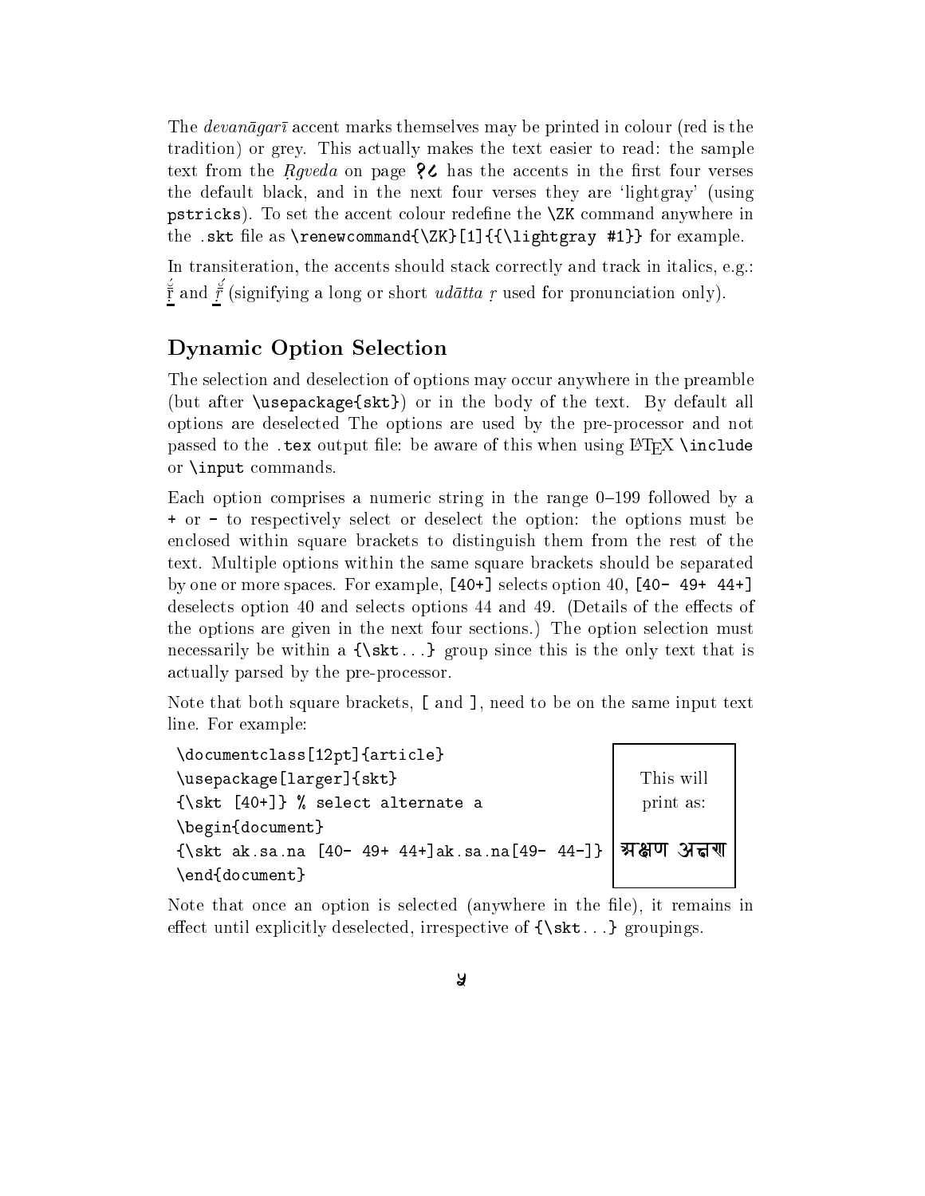The *devanāgarī* accent marks themselves may be printed in colour (red is the tradition) or grey. This actually makes the text easier to read: the sample text from the *Ṛgveda* on page १८ has the accents in the first four verses the default black, and in the next four verses they are 'lightgray' (using `pstricks`). To set the accent colour redefine the `\ZK` command anywhere in the `.skt` file as `\renewcommand{\ZK}[1]{{\lightgray #1}}` for example.

In transiteration, the accents should stack correctly and track in italics, e.g.: r̥̄́ and *r̥̄́* (signifying a long or short *udātta* *ṛ* used for pronunciation only).

## Dynamic Option Selection

The selection and deselection of options may occur anywhere in the preamble (but after `\usepackage{skt}`) or in the body of the text. By default all options are deselected The options are used by the pre-processor and not passed to the `.tex` output file: be aware of this when using LaTeX `\include` or `\input` commands.

Each option comprises a numeric string in the range 0–199 followed by a `+` or `-` to respectively select or deselect the option: the options must be enclosed within square brackets to distinguish them from the rest of the text. Multiple options within the same square brackets should be separated by one or more spaces. For example, `[40+]` selects option 40, `[40- 49+ 44+]` deselects option 40 and selects options 44 and 49. (Details of the effects of the options are given in the next four sections.) The option selection must necessarily be within a `{\skt...}` group since this is the only text that is actually parsed by the pre-processor.

Note that both square brackets, `[` and `]`, need to be on the same input text line. For example:

```
\documentclass[12pt]{article}
\usepackage[larger]{skt}
{\skt [40+]} % select alternate a
\begin{document}
{\skt ak.sa.na [40- 49+ 44+]ak.sa.na[49- 44-]}
\end{document}
```

This will print as: अक्षण अक्षण

Note that once an option is selected (anywhere in the file), it remains in effect until explicitly deselected, irrespective of `{\skt...}` groupings.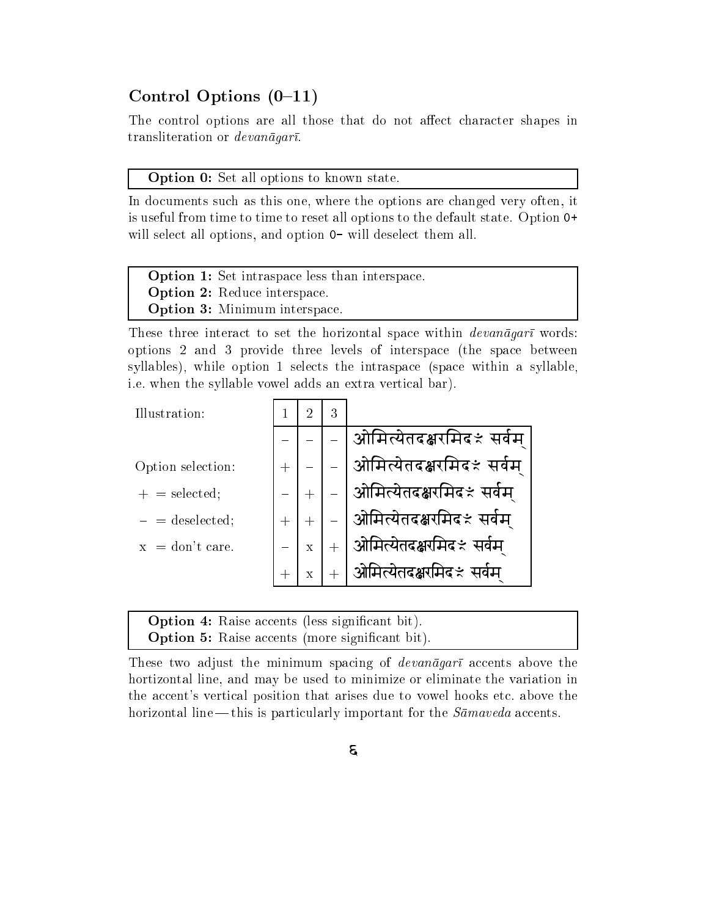## Control Options (0–11)

The control options are all those that do not affect character shapes in transliteration or *devanāgarī*.

**Option 0:** Set all options to known state.

In documents such as this one, where the options are changed very often, it is useful from time to time to reset all options to the default state. Option `0+` will select all options, and option `0-` will deselect them all.

**Option 1:** Set intraspace less than interspace.
**Option 2:** Reduce interspace.
**Option 3:** Minimum interspace.

These three interact to set the horizontal space within *devanāgarī* words: options 2 and 3 provide three levels of interspace (the space between syllables), while option 1 selects the intraspace (space within a syllable, i.e. when the syllable vowel adds an extra vertical bar).

Illustration:

Option selection:

+ = selected;

− = deselected;

x = don't care.

| 1 | 2 | 3 | |
|---|---|---|---|
| − | − | − | ओमित्येतदक्षरमिदꣳ सर्वम् |
| + | − | − | ओमित्येतदक्षरमिदꣳ सर्वम् |
| − | + | − | ओमित्येतदक्षरमिदꣳ सर्वम् |
| + | + | − | ओमित्येतदक्षरमिदꣳ सर्वम् |
| − | x | + | ओमित्येतदक्षरमिदꣳ सर्वम् |
| + | x | + | ओमित्येतदक्षरमिदꣳ सर्वम् |

**Option 4:** Raise accents (less significant bit).
**Option 5:** Raise accents (more significant bit).

These two adjust the minimum spacing of *devanāgarī* accents above the hortizontal line, and may be used to minimize or eliminate the variation in the accent's vertical position that arises due to vowel hooks etc. above the horizontal line — this is particularly important for the *Sāmaveda* accents.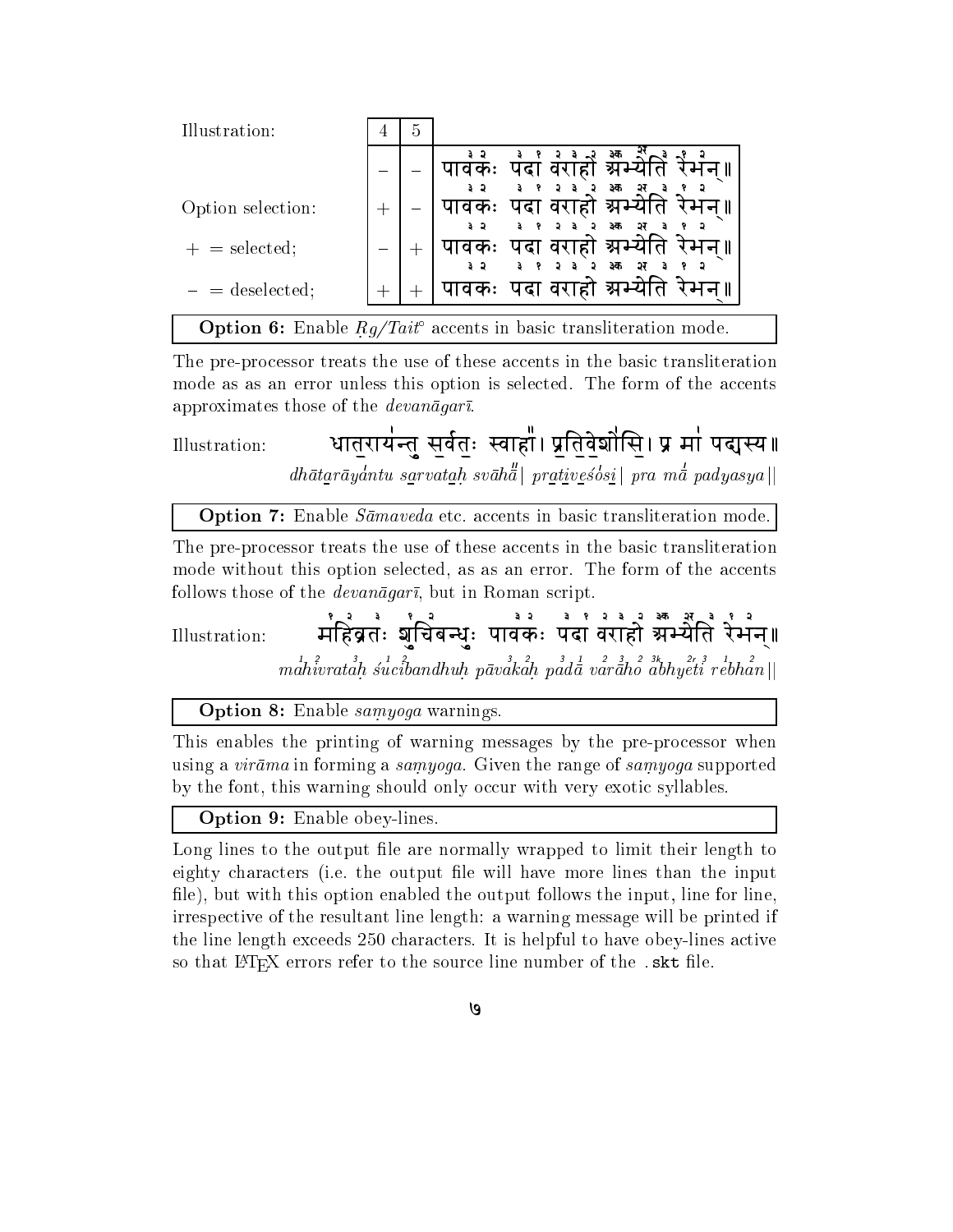| Illustration: | 4 | 5 | |
|---|---|---|---|
| | − | − | पावकः पदा वराहो अभ्येति रेभन्॥ |
| Option selection: | + | − | पावकः पदा वराहो अभ्येति रेभन्॥ |
| + = selected; | − | + | पावकः पदा वराहो अभ्येति रेभन्॥ |
| − = deselected; | + | + | पावकः पदा वराहो अभ्येति रेभन्॥ |

**Option 6:** Enable *Ṛg/Tait°* accents in basic transliteration mode.

The pre-processor treats the use of these accents in the basic transliteration mode as as an error unless this option is selected. The form of the accents approximates those of the *devanāgarī*.

Illustration: धातरायन्तु सर्वतः स्वाहा॥ प्रतिवेशोसि। प्र मां पद्यस्य॥

*dhātarāyantu sarvataḥ svāhā| prativeśosi| pra mā padyasya||*

**Option 7:** Enable *Sāmaveda* etc. accents in basic transliteration mode.

The pre-processor treats the use of these accents in the basic transliteration mode without this option selected, as as an error. The form of the accents follows those of the *devanāgarī*, but in Roman script.

Illustration: महिव्रतः शुचिबन्धुः पावकः पदा वराहो अभ्येति रेभन्॥

*mahivrataḥ śucibandhuḥ pāvakaḥ padā varāho abhyeti rebhan||*

**Option 8:** Enable *saṃyoga* warnings.

This enables the printing of warning messages by the pre-processor when using a *virāma* in forming a *saṃyoga*. Given the range of *saṃyoga* supported by the font, this warning should only occur with very exotic syllables.

**Option 9:** Enable obey-lines.

Long lines to the output file are normally wrapped to limit their length to eighty characters (i.e. the output file will have more lines than the input file), but with this option enabled the output follows the input, line for line, irrespective of the resultant line length: a warning message will be printed if the line length exceeds 250 characters. It is helpful to have obey-lines active so that LaTeX errors refer to the source line number of the `.skt` file.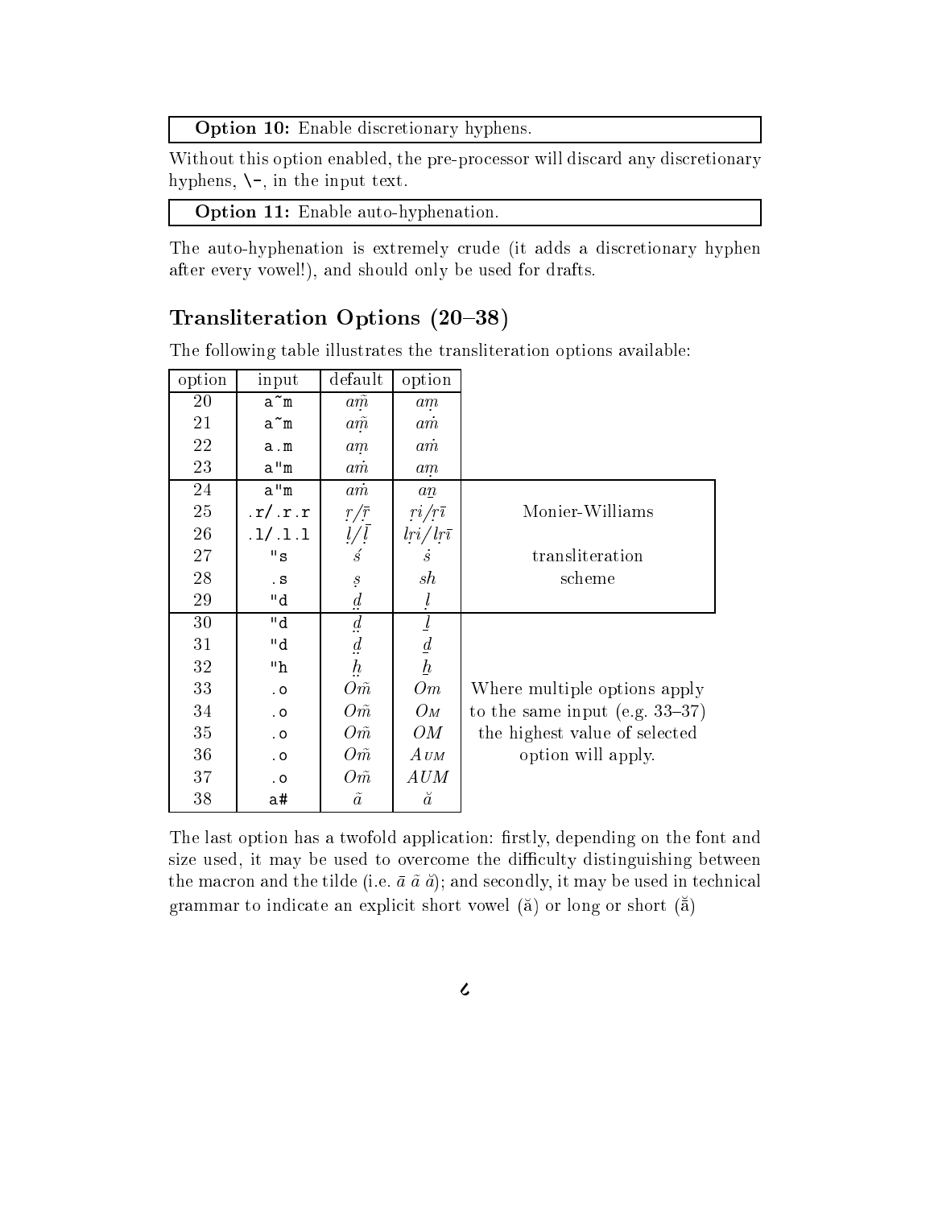**Option 10:** Enable discretionary hyphens.

Without this option enabled, the pre-processor will discard any discretionary hyphens, `\-`, in the input text.

**Option 11:** Enable auto-hyphenation.

The auto-hyphenation is extremely crude (it adds a discretionary hyphen after every vowel!), and should only be used for drafts.

## Transliteration Options (20–38)

The following table illustrates the transliteration options available:

| option | input | default | option | |
|---|---|---|---|---|
| 20 | `a~m` | *am̐̃* | *aṃ* | |
| 21 | `a~m` | *am̐̃* | *aṁ* | |
| 22 | `a.m` | *aṃ* | *aṁ* | |
| 23 | `a"m` | *aṁ* | *aṃ* | |
| 24 | `a"m` | *aṁ* | *aṉ* | Monier-Williams transliteration scheme |
| 25 | `.r/.r.r` | *ṛ/ṝ* | *ṛi/ṛī* | |
| 26 | `.l/.l.l` | *ḷ/ḹ* | *lṛi/lṛī* | |
| 27 | `"s` | *ś* | *ṡ* | |
| 28 | `.s` | *ṣ* | *sh* | |
| 29 | `"d` | *ḍ̤* | *ḻ* | |
| 30 | `"d` | *ḍ̤* | *ḻ* | Where multiple options apply to the same input (e.g. 33–37) the highest value of selected option will apply. |
| 31 | `"d` | *ḍ̤* | *ḏ* | |
| 32 | `"h` | *ḫ̤* | *ḫ* | |
| 33 | `.o` | *Om̃* | *Om* | |
| 34 | `.o` | *Om̃* | *Oᴍ* | |
| 35 | `.o` | *Om̃* | *OM* | |
| 36 | `.o` | *Om̃* | *Aᴜᴍ* | |
| 37 | `.o` | *Om̃* | *AUM* | |
| 38 | `a#` | *ã* | *ă* | |

The last option has a twofold application: firstly, depending on the font and size used, it may be used to overcome the difficulty distinguishing between the macron and the tilde (i.e. *ā ã ă*); and secondly, it may be used in technical grammar to indicate an explicit short vowel (ă) or long or short (ā̆)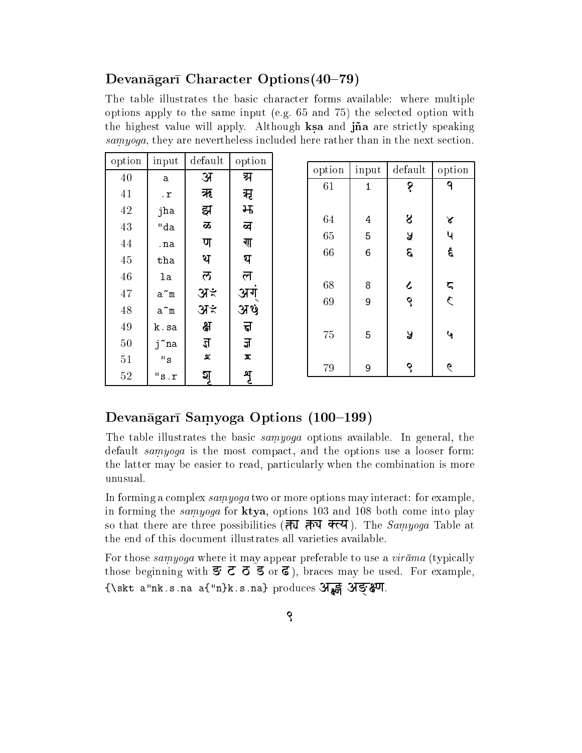## Devanāgarī Character Options(40–79)

The table illustrates the basic character forms available: where multiple options apply to the same input (e.g. 65 and 75) the selected option with the highest value will apply. Although **kṣa** and **jña** are strictly speaking *saṃyoga*, they are nevertheless included here rather than in the next section.

| option | input | default | option |
|---|---|---|---|
| 40 | a | अ | अ |
| 41 | .r | ऋ | ऋ |
| 42 | jha | झ | झ |
| 43 | "da | ळ | ळ |
| 44 | .na | ण | ण |
| 45 | tha | थ | थ |
| 46 | la | ल | ल |
| 47 | a~m | अँ | अँ |
| 48 | a~m | अँ | अँ |
| 49 | k.sa | क्ष | क्ष |
| 50 | j~na | ज्ञ | ज्ञ |
| 51 | "s | श | श |
| 52 | "s.r | शृ | शृ |

| option | input | default | option |
|---|---|---|---|
| 61 | 1 | १ | १ |
| 64 | 4 | ४ | ४ |
| 65 | 5 | ५ | ५ |
| 66 | 6 | ६ | ६ |
| 68 | 8 | ८ | ८ |
| 69 | 9 | ९ | ९ |
| 75 | 5 | ५ | ५ |
| 79 | 9 | ९ | ९ |

## Devanāgarī Saṃyoga Options (100–199)

The table illustrates the basic *saṃyoga* options available. In general, the default *saṃyoga* is the most compact, and the options use a looser form: the latter may be easier to read, particularly when the combination is more unusual.

In forming a complex *saṃyoga* two or more options may interact: for example, in forming the *saṃyoga* for **ktya**, options 103 and 108 both come into play so that there are three possibilities (क्त्य क्त्य क्त्य). The *Saṃyoga* Table at the end of this document illustrates all varieties available.

For those *saṃyoga* where it may appear preferable to use a *virāma* (typically those beginning with ङ ट ठ ड or ढ), braces may be used. For example, `{\skt a"nk.s.na a{"n}k.s.na}` produces अङ्क्ष्ण अङ्क्ष्ण.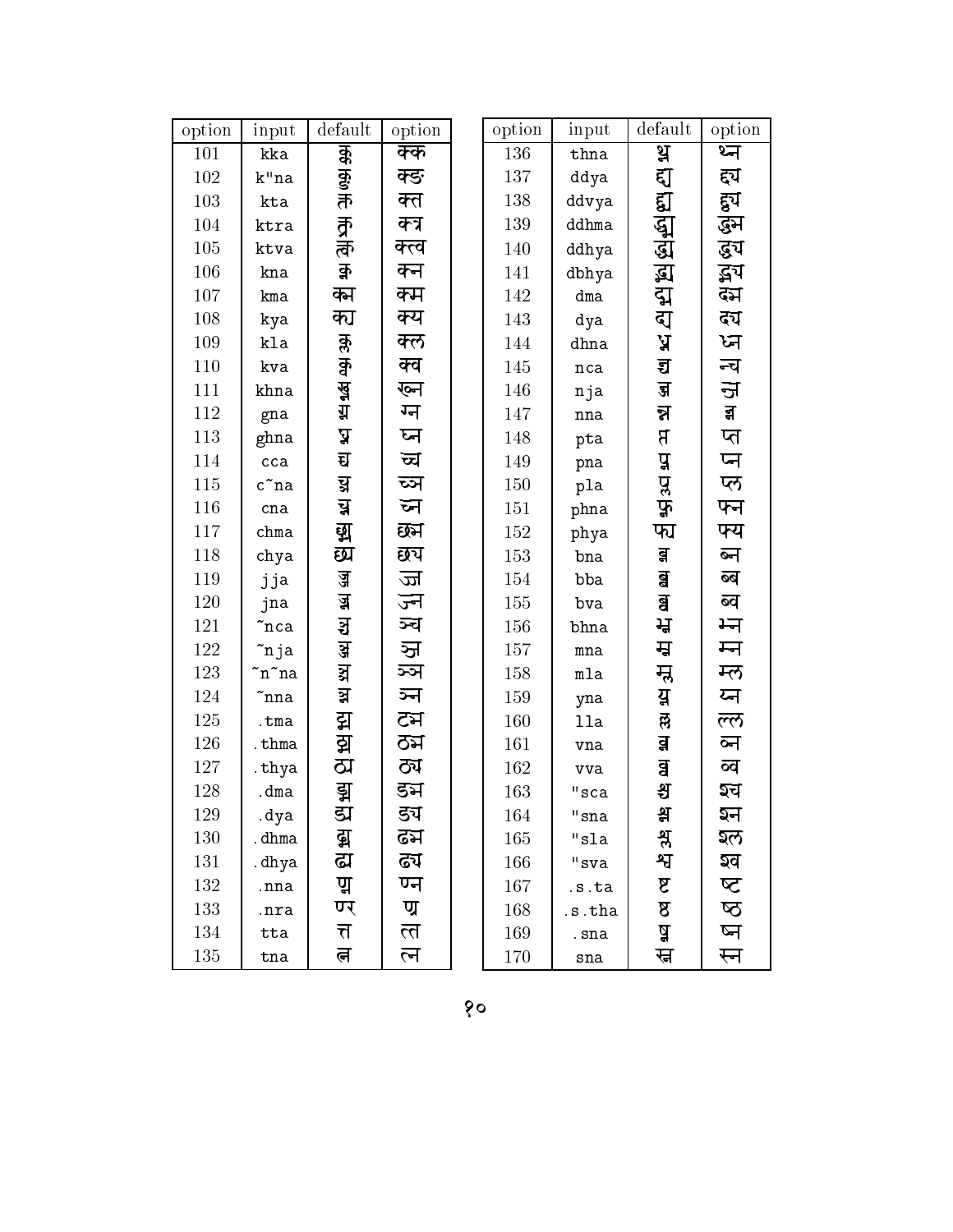| option | input | default | option |
|---|---|---|---|
| 101 | kka | क्क | क्क |
| 102 | k"na | क्ङ | क्ङ |
| 103 | kta | क्त | क्त |
| 104 | ktra | क्त्र | क्त्र |
| 105 | ktva | क्त्व | क्त्व |
| 106 | kna | क्न | क्न |
| 107 | kma | क्म | क्म |
| 108 | kya | क्य | क्य |
| 109 | kla | क्ल | क्ल |
| 110 | kva | क्व | क्व |
| 111 | khna | ख्न | ख्न |
| 112 | gna | ग्न | ग्न |
| 113 | ghna | घ्न | घ्न |
| 114 | cca | च्च | च्च |
| 115 | c~na | च्ञ | च्ञ |
| 116 | cna | च्न | च्न |
| 117 | chma | छ्म | छ्म |
| 118 | chya | छ्य | छ्य |
| 119 | jja | ज्ज | ज्ज |
| 120 | jna | ज्न | ज्न |
| 121 | ~nca | ञ्च | ञ्च |
| 122 | ~nja | ञ्ज | ञ्ज |
| 123 | ~n~na | ञ्ञ | ञ्ञ |
| 124 | ~nna | ञ्न | ञ्न |
| 125 | .tma | ट्म | ट्म |
| 126 | .thma | ठ्म | ठ्म |
| 127 | .thya | ठ्य | ठ्य |
| 128 | .dma | ड्म | ड्म |
| 129 | .dya | ड्य | ड्य |
| 130 | .dhma | ढ्म | ढ्म |
| 131 | .dhya | ढ्य | ढ्य |
| 132 | .nna | ण्न | ण्न |
| 133 | .nra | ण्र | ण्र |
| 134 | tta | त्त | त्त |
| 135 | tna | त्न | त्न |

| option | input | default | option |
|---|---|---|---|
| 136 | thna | थ्न | थ्न |
| 137 | ddya | द्द्य | द्द्य |
| 138 | ddvya | द्द्व्य | द्द्व्य |
| 139 | ddhma | द्ध्म | द्ध्म |
| 140 | ddhya | द्ध्य | द्ध्य |
| 141 | dbhya | द्भ्य | द्भ्य |
| 142 | dma | द्म | द्म |
| 143 | dya | द्य | द्य |
| 144 | dhna | ध्न | ध्न |
| 145 | nca | न्च | न्च |
| 146 | nja | न्ज | न्ज |
| 147 | nna | न्न | न्न |
| 148 | pta | प्त | प्त |
| 149 | pna | प्न | प्न |
| 150 | pla | प्ल | प्ल |
| 151 | phna | फ्न | फ्न |
| 152 | phya | फ्य | फ्य |
| 153 | bna | ब्न | ब्न |
| 154 | bba | ब्ब | ब्ब |
| 155 | bva | ब्व | ब्व |
| 156 | bhna | भ्न | भ्न |
| 157 | mna | म्न | म्न |
| 158 | mla | म्ल | म्ल |
| 159 | yna | य्न | य्न |
| 160 | lla | ल्ल | ल्ल |
| 161 | vna | व्न | व्न |
| 162 | vva | व्व | व्व |
| 163 | "sca | श्च | श्च |
| 164 | "sna | श्न | श्न |
| 165 | "sla | श्ल | श्ल |
| 166 | "sva | श्व | श्व |
| 167 | .s.ta | ष्ट | ष्ट |
| 168 | .s.tha | ष्ठ | ष्ठ |
| 169 | .sna | ष्न | ष्न |
| 170 | sna | स्न | स्न |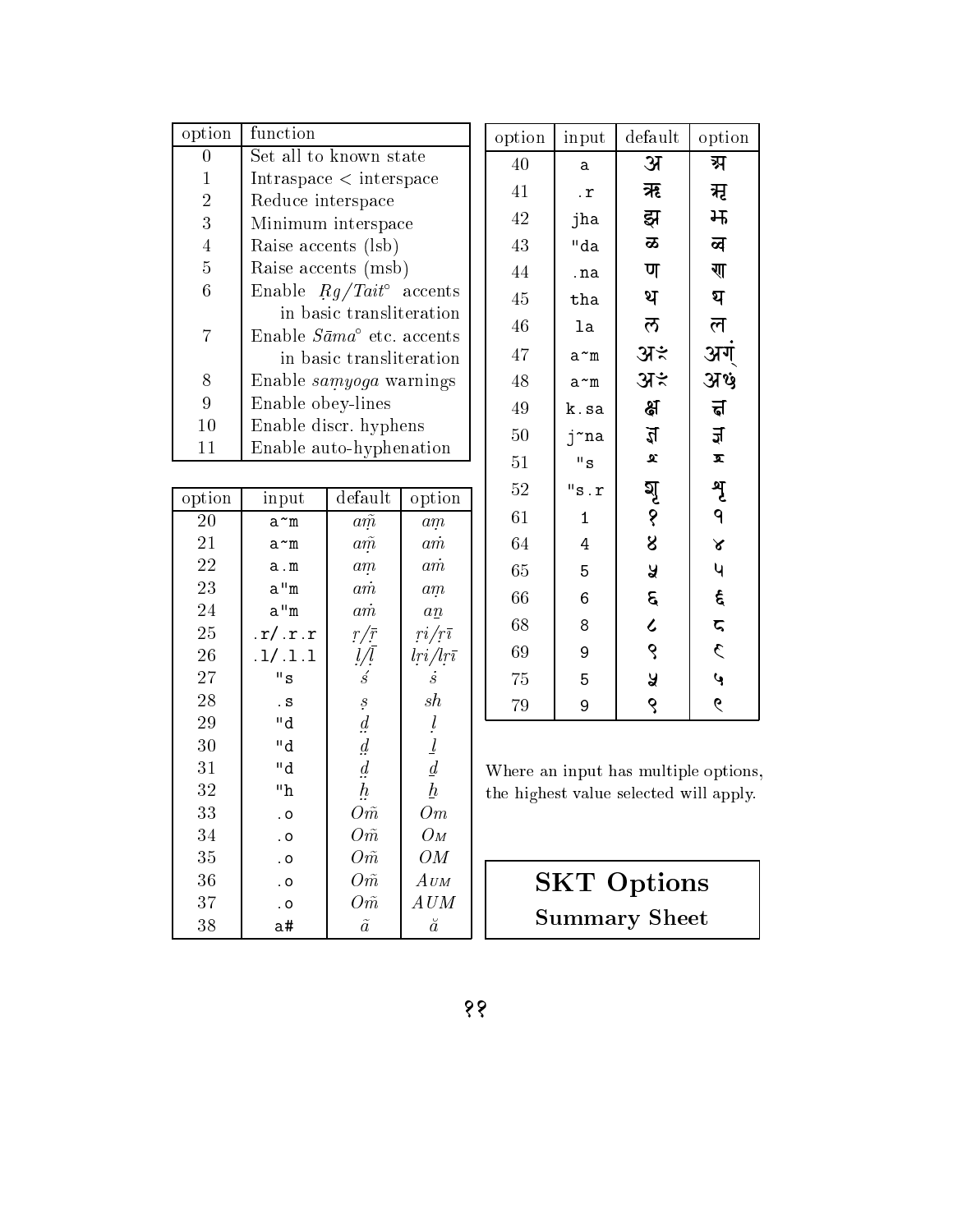| option | function |
|---|---|
| 0 | Set all to known state |
| 1 | Intraspace < interspace |
| 2 | Reduce interspace |
| 3 | Minimum interspace |
| 4 | Raise accents (lsb) |
| 5 | Raise accents (msb) |
| 6 | Enable *Ṛg*/*Tait*° accents in basic transliteration |
| 7 | Enable *Sāma*° etc. accents in basic transliteration |
| 8 | Enable *saṃyoga* warnings |
| 9 | Enable obey-lines |
| 10 | Enable discr. hyphens |
| 11 | Enable auto-hyphenation |

| option | input | default | option |
|---|---|---|---|
| 20 | `a~m` | *am̃* | *aṃ* |
| 21 | `a~m` | *am̃* | *aṁ* |
| 22 | `a.m` | *aṃ* | *aṁ* |
| 23 | `a"m` | *aṁ* | *aṃ* |
| 24 | `a"m` | *aṁ* | *an̲* |
| 25 | `.r/.r.r` | *ṛ/ṝ* | *ṛi/ṛī* |
| 26 | `.l/.l.l` | *ḷ/ḹ* | *ḷṛi/ḷṛī* |
| 27 | `"s` | *ś* | *ṡ* |
| 28 | `.s` | *ṣ* | *sh* |
| 29 | `"d` | *ḏ* | *ḷ* |
| 30 | `"d` | *ḏ* | *ḻ* |
| 31 | `"d` | *ḏ* | *ḏ* |
| 32 | `"h` | *ẖ* | *ẖ* |
| 33 | `.o` | *Om̃* | *Om* |
| 34 | `.o` | *Om̃* | *Oᴍ* |
| 35 | `.o` | *Om̃* | *OM* |
| 36 | `.o` | *Om̃* | *Aᴜᴍ* |
| 37 | `.o` | *Om̃* | *AUM* |
| 38 | `a#` | *ã* | *ă* |

| option | input | default | option |
|---|---|---|---|
| 40 | `a` | अ | ॲ |
| 41 | `.r` | ऋ | ॠ |
| 42 | `jha` | झ | झ |
| 43 | `"da` | ळ | ळ |
| 44 | `.na` | ण | ण |
| 45 | `tha` | थ | थ |
| 46 | `la` | ल | ल |
| 47 | `a~m` | अँ | अग्ं |
| 48 | `a~m` | अँ | अꣳ |
| 49 | `k.sa` | क्ष | क्ष |
| 50 | `j~na` | ज्ञ | ज्ञ |
| 51 | `"s` | श | श |
| 52 | `"s.r` | शृ | शृ |
| 61 | `1` | १ | १ |
| 64 | `4` | ४ | ४ |
| 65 | `5` | ५ | ५ |
| 66 | `6` | ६ | ६ |
| 68 | `8` | ८ | ८ |
| 69 | `9` | ९ | ९ |
| 75 | `5` | ५ | ५ |
| 79 | `9` | ९ | ९ |

Where an input has multiple options, the highest value selected will apply.

## SKT Options
### Summary Sheet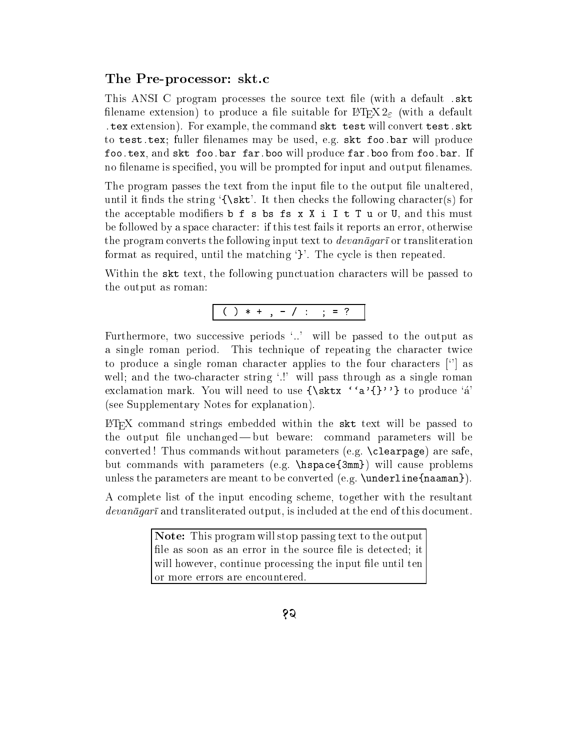## The Pre-processor: skt.c

This ANSI C program processes the source text file (with a default `.skt` filename extension) to produce a file suitable for LaTeX $2_\varepsilon$ (with a default `.tex` extension). For example, the command `skt test` will convert `test.skt` to `test.tex`; fuller filenames may be used, e.g. `skt foo.bar` will produce `foo.tex`, and `skt foo.bar far.boo` will produce `far.boo` from `foo.bar`. If no filename is specified, you will be prompted for input and output filenames.

The program passes the text from the input file to the output file unaltered, until it finds the string '`{\skt`'. It then checks the following character(s) for the acceptable modifiers `b f s bs fs x X i I t T u` or `U`, and this must be followed by a space character: if this test fails it reports an error, otherwise the program converts the following input text to *devanāgarī* or transliteration format as required, until the matching '`}`'. The cycle is then repeated.

Within the `skt` text, the following punctuation characters will be passed to the output as roman:

| `( ) * + , - / : ; = ?` |
|---|

Furthermore, two successive periods '..' will be passed to the output as a single roman period. This technique of repeating the character twice to produce a single roman character applies to the four characters [‘’] as well; and the two-character string '.!' will pass through as a single roman exclamation mark. You will need to use `{\sktx ``a'{}''}` to produce 'á' (see Supplementary Notes for explanation).

LaTeX command strings embedded within the `skt` text will be passed to the output file unchanged — but beware: command parameters will be converted! Thus commands without parameters (e.g. `\clearpage`) are safe, but commands with parameters (e.g. `\hspace{3mm}`) will cause problems unless the parameters are meant to be converted (e.g. `\underline{naaman}`).

A complete list of the input encoding scheme, together with the resultant *devanāgarī* and transliterated output, is included at the end of this document.

> **Note:** This program will stop passing text to the output file as soon as an error in the source file is detected; it will however, continue processing the input file until ten or more errors are encountered.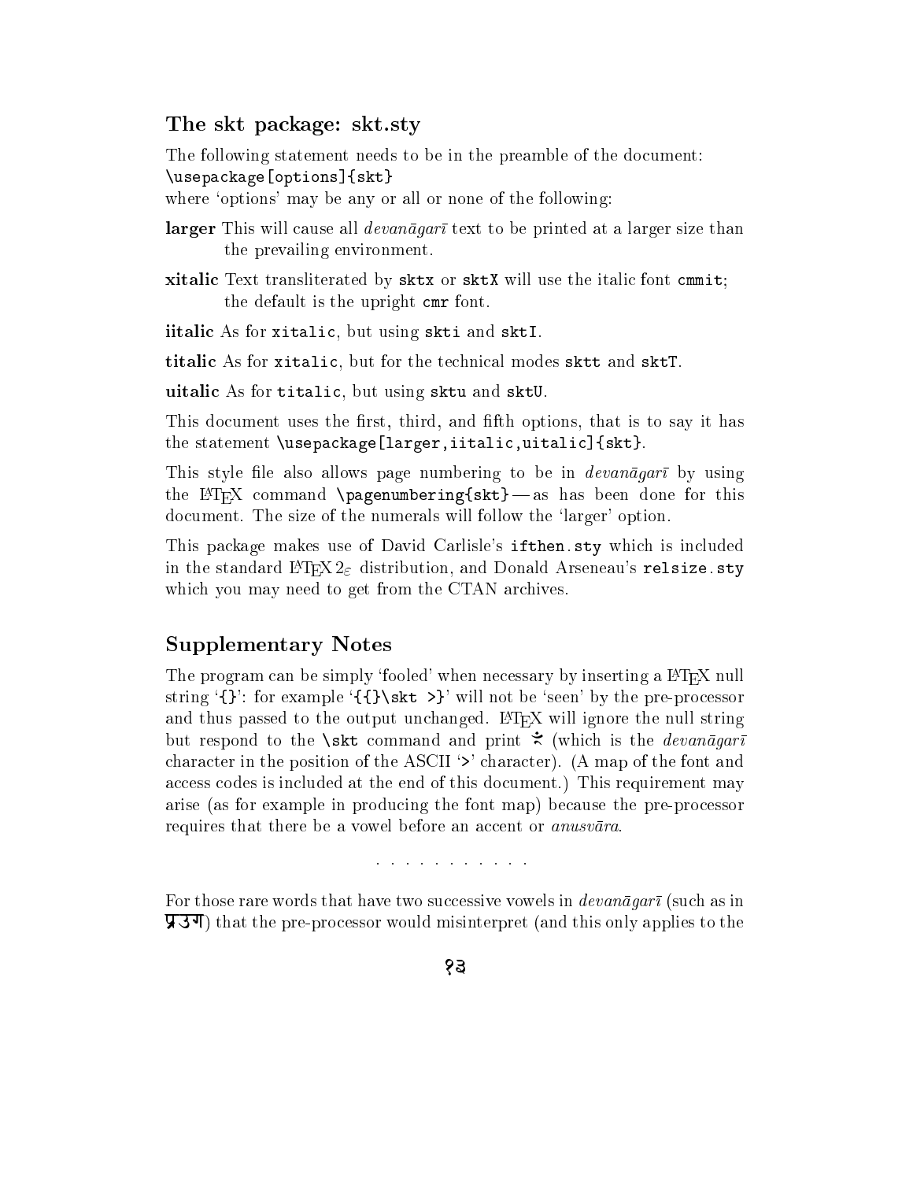### The skt package: skt.sty

The following statement needs to be in the preamble of the document:
`\usepackage[options]{skt}`
where 'options' may be any or all or none of the following:

**larger** This will cause all *devanāgarī* text to be printed at a larger size than the prevailing environment.

**xitalic** Text transliterated by `sktx` or `sktX` will use the italic font `cmmit`; the default is the upright `cmr` font.

**iitalic** As for `xitalic`, but using `skti` and `sktI`.

**titalic** As for `xitalic`, but for the technical modes `sktt` and `sktT`.

**uitalic** As for `titalic`, but using `sktu` and `sktU`.

This document uses the first, third, and fifth options, that is to say it has the statement `\usepackage[larger,iitalic,uitalic]{skt}`.

This style file also allows page numbering to be in *devanāgarī* by using the LaTeX command `\pagenumbering{skt}` — as has been done for this document. The size of the numerals will follow the 'larger' option.

This package makes use of David Carlisle's `ifthen.sty` which is included in the standard LaTeX 2ε distribution, and Donald Arseneau's `relsize.sty` which you may need to get from the CTAN archives.

### Supplementary Notes

The program can be simply 'fooled' when necessary by inserting a LaTeX null string '`{}`': for example '`{{}\skt >}`' will not be 'seen' by the pre-processor and thus passed to the output unchanged. LaTeX will ignore the null string but respond to the `\skt` command and print ऺ (which is the *devanāgarī* character in the position of the ASCII '`>`' character). (A map of the font and access codes is included at the end of this document.) This requirement may arise (as for example in producing the font map) because the pre-processor requires that there be a vowel before an accent or *anusvāra*.

. . . . . . . . . . .

For those rare words that have two successive vowels in *devanāgarī* (such as in प्रउग) that the pre-processor would misinterpret (and this only applies to the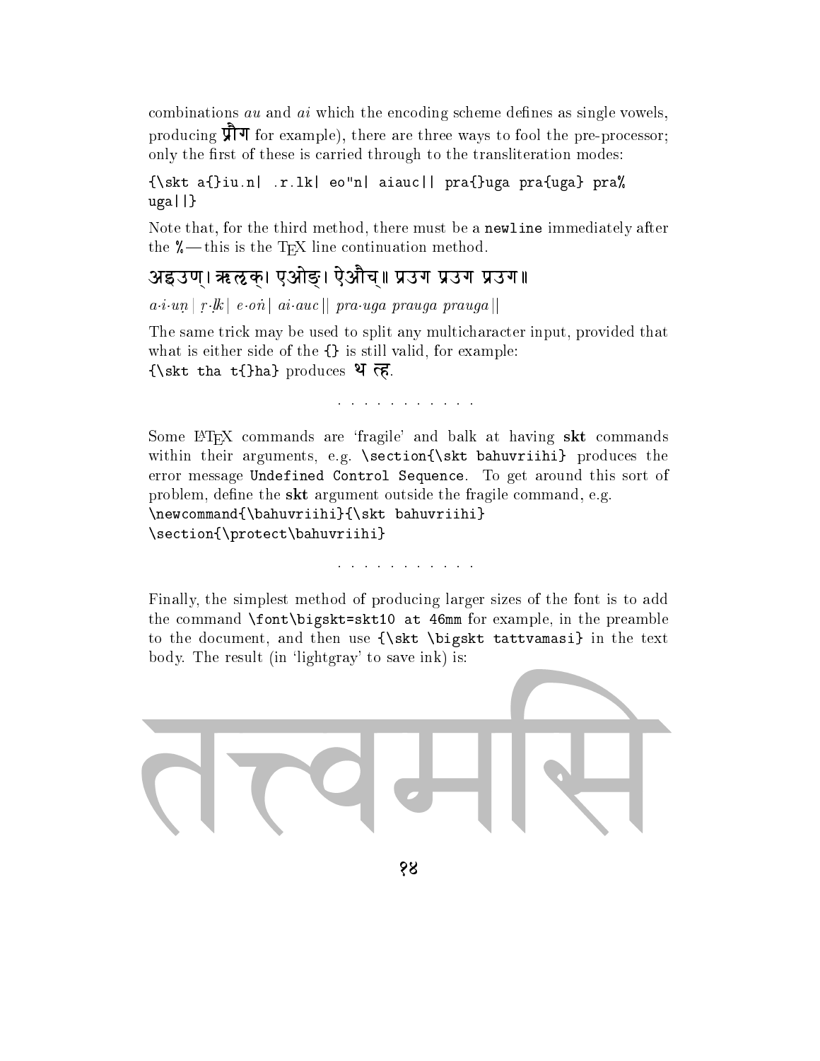combinations *au* and *ai* which the encoding scheme defines as single vowels, producing प्रौग for example), there are three ways to fool the pre-processor; only the first of these is carried through to the transliteration modes:

```
{\skt a{}iu.n| .r.lk| eo"n| aiauc|| pra{}uga pra{uga} pra%
uga||}
```

Note that, for the third method, there must be a `newline` immediately after the `%` — this is the TEX line continuation method.

अइउण्। ऋऌक्। एओङ्। ऐऔच्॥ प्रउग प्रउग प्रउग॥

*a·i·uṇ | ṛ·ḷk | e·oṅ | ai·auc || pra·uga prauga prauga ||*

The same trick may be used to split any multicharacter input, provided that what is either side of the `{}` is still valid, for example:
`{\skt tha t{}ha}` produces थ त्ह.

. . . . . . . . . . .

Some LATEX commands are 'fragile' and balk at having **skt** commands within their arguments, e.g. `\section{\skt bahuvriihi}` produces the error message `Undefined Control Sequence`. To get around this sort of problem, define the **skt** argument outside the fragile command, e.g.

```
\newcommand{\bahuvriihi}{\skt bahuvriihi}
\section{\protect\bahuvriihi}
```

. . . . . . . . . . .

Finally, the simplest method of producing larger sizes of the font is to add the command `\font\bigskt=skt10 at 46mm` for example, in the preamble to the document, and then use `{\skt \bigskt tattvamasi}` in the text body. The result (in 'lightgray' to save ink) is:

तत्त्वमसि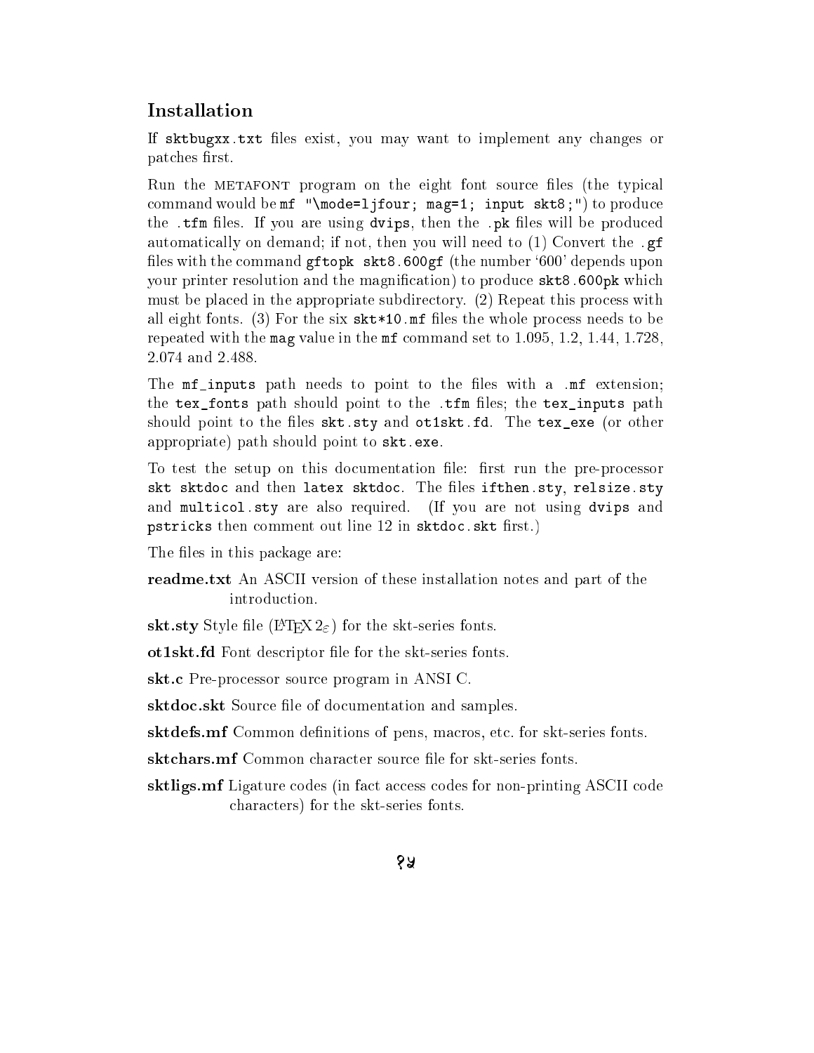## Installation

If `sktbugxx.txt` files exist, you may want to implement any changes or patches first.

Run the METAFONT program on the eight font source files (the typical command would be `mf "\mode=ljfour; mag=1; input skt8;"`) to produce the `.tfm` files. If you are using `dvips`, then the `.pk` files will be produced automatically on demand; if not, then you will need to (1) Convert the `.gf` files with the command `gftopk skt8.600gf` (the number '600' depends upon your printer resolution and the magnification) to produce `skt8.600pk` which must be placed in the appropriate subdirectory. (2) Repeat this process with all eight fonts. (3) For the six `skt*10.mf` files the whole process needs to be repeated with the `mag` value in the `mf` command set to 1.095, 1.2, 1.44, 1.728, 2.074 and 2.488.

The `mf_inputs` path needs to point to the files with a `.mf` extension; the `tex_fonts` path should point to the `.tfm` files; the `tex_inputs` path should point to the files `skt.sty` and `ot1skt.fd`. The `tex_exe` (or other appropriate) path should point to `skt.exe`.

To test the setup on this documentation file: first run the pre-processor `skt sktdoc` and then `latex sktdoc`. The files `ifthen.sty`, `relsize.sty` and `multicol.sty` are also required. (If you are not using `dvips` and `pstricks` then comment out line 12 in `sktdoc.skt` first.)

The files in this package are:

**readme.txt** An ASCII version of these installation notes and part of the introduction.

**skt.sty** Style file (LaTeX $2_\varepsilon$) for the skt-series fonts.

**ot1skt.fd** Font descriptor file for the skt-series fonts.

**skt.c** Pre-processor source program in ANSI C.

**sktdoc.skt** Source file of documentation and samples.

**sktdefs.mf** Common definitions of pens, macros, etc. for skt-series fonts.

**sktchars.mf** Common character source file for skt-series fonts.

**sktligs.mf** Ligature codes (in fact access codes for non-printing ASCII code characters) for the skt-series fonts.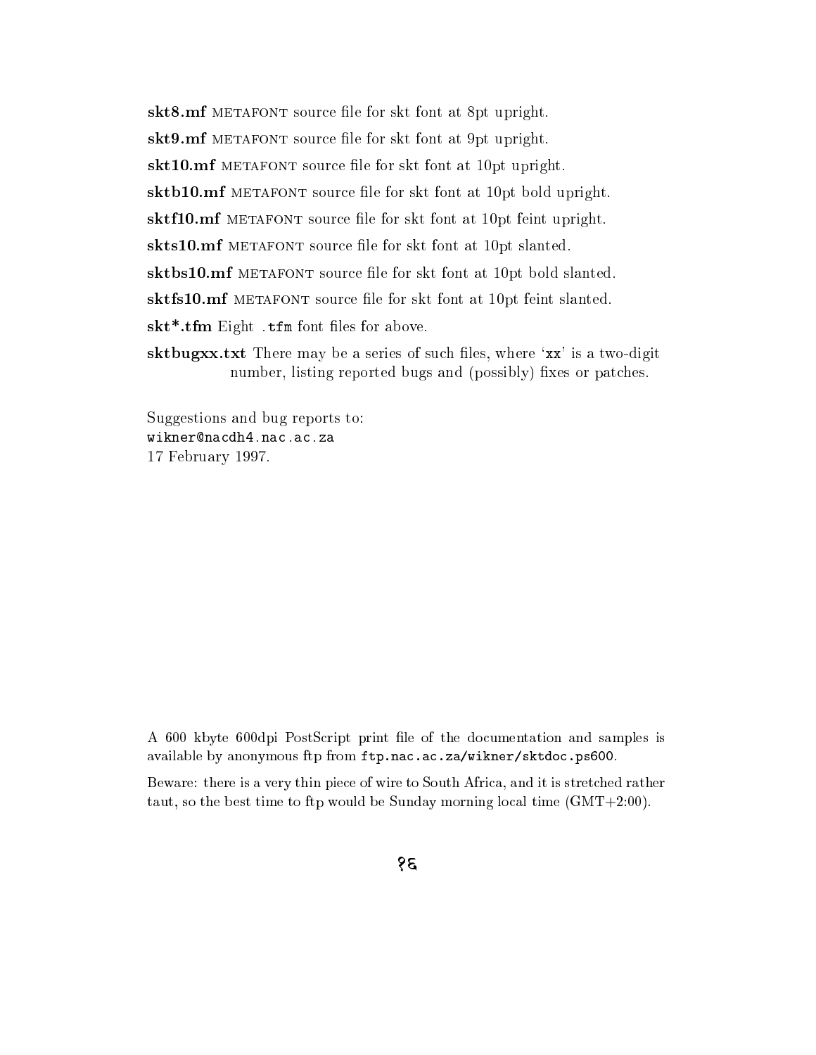**skt8.mf** METAFONT source file for skt font at 8pt upright.

**skt9.mf** METAFONT source file for skt font at 9pt upright.

**skt10.mf** METAFONT source file for skt font at 10pt upright.

**sktb10.mf** METAFONT source file for skt font at 10pt bold upright.

**sktf10.mf** METAFONT source file for skt font at 10pt feint upright.

**skts10.mf** METAFONT source file for skt font at 10pt slanted.

**sktbs10.mf** METAFONT source file for skt font at 10pt bold slanted.

**sktfs10.mf** METAFONT source file for skt font at 10pt feint slanted.

**skt*.tfm** Eight `.tfm` font files for above.

**sktbugxx.txt** There may be a series of such files, where '`xx`' is a two-digit number, listing reported bugs and (possibly) fixes or patches.

Suggestions and bug reports to:
`wikner@nacdh4.nac.ac.za`
17 February 1997.

A 600 kbyte 600dpi PostScript print file of the documentation and samples is available by anonymous ftp from `ftp.nac.ac.za/wikner/sktdoc.ps600`.

Beware: there is a very thin piece of wire to South Africa, and it is stretched rather taut, so the best time to ftp would be Sunday morning local time (GMT+2:00).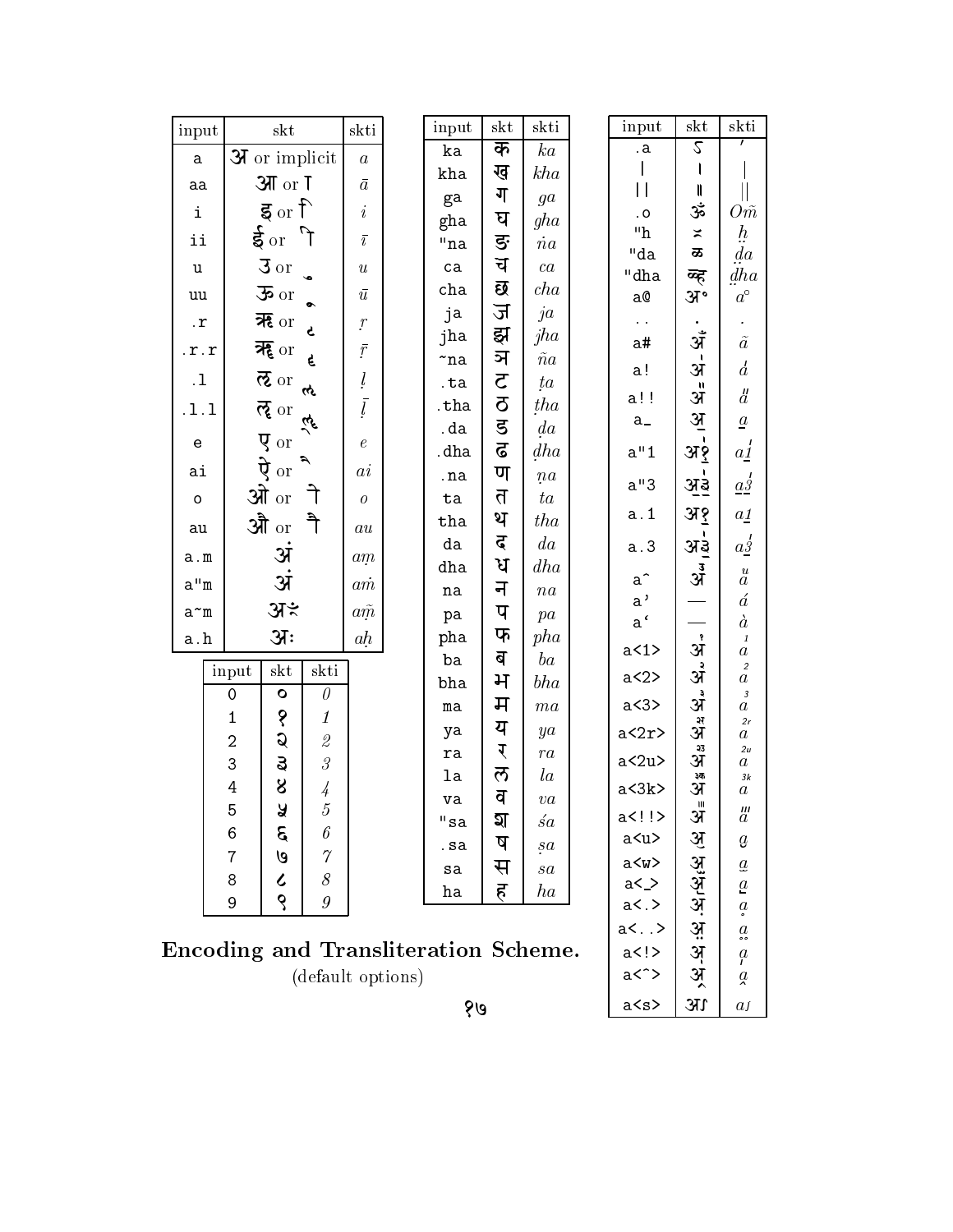| input | skt | skti |
|---|---|---|
| a | अ or implicit | $a$ |
| aa | आ or ा | $\bar{a}$ |
| i | इ or ि | $i$ |
| ii | ई or ी | $\bar{\imath}$ |
| u | उ or ु | $u$ |
| uu | ऊ or ू | $\bar{u}$ |
| .r | ऋ or ृ | $\d{r}$ |
| .r.r | ॠ or ॄ | $\bar{\d{r}}$ |
| .l | ऌ or ॢ | $\d{l}$ |
| .l.l | ॡ or ॣ | $\bar{\d{l}}$ |
| e | ए or े | $e$ |
| ai | ऐ or ै | $ai$ |
| o | ओ or ो | $o$ |
| au | औ or ौ | $au$ |
| a.m | अं | $a\d{m}$ |
| a"m | अं | $a\dot{m}$ |
| a~m | अँ | $a\tilde{m}$ |
| a.h | अः | $a\d{h}$ |

| input | skt | skti |
|---|---|---|
| 0 | ० | 0 |
| 1 | १ | 1 |
| 2 | २ | 2 |
| 3 | ३ | 3 |
| 4 | ४ | 4 |
| 5 | ५ | 5 |
| 6 | ६ | 6 |
| 7 | ७ | 7 |
| 8 | ८ | 8 |
| 9 | ९ | 9 |

| input | skt | skti |
|---|---|---|
| ka | क | ka |
| kha | ख | kha |
| ga | ग | ga |
| gha | घ | gha |
| "na | ङ | ṅa |
| ca | च | ca |
| cha | छ | cha |
| ja | ज | ja |
| jha | झ | jha |
| ~na | ञ | ña |
| .ta | ट | ṭa |
| .tha | ठ | ṭha |
| .da | ड | ḍa |
| .dha | ढ | ḍha |
| .na | ण | ṇa |
| ta | त | ta |
| tha | थ | tha |
| da | द | da |
| dha | ध | dha |
| na | न | na |
| pa | प | pa |
| pha | फ | pha |
| ba | ब | ba |
| bha | भ | bha |
| ma | म | ma |
| ya | य | ya |
| ra | र | ra |
| la | ल | la |
| va | व | va |
| "sa | श | śa |
| .sa | ष | ṣa |
| sa | स | sa |
| ha | ह | ha |

| input | skt | skti |
|---|---|---|
| .a | ऽ | ’ |
| \| | । | \| |
| \|\| | ॥ | \|\| |
| .o | ॐ | $O\tilde{m}$ |
| "h | ≍ | $\underset{\cdot\cdot}{h}$ |
| "da | ळ | $\underset{\cdot\cdot}{d}a$ |
| "dha | ळ्ह | $\underset{\cdot\cdot}{d}ha$ |
| a@ | अ॰ | $a^{\circ}$ |
| .. | . | . |
| a# | अँ | $\tilde{a}$ |
| a! | अ॑ | $\acute{a}$ |
| a!! | अ॒॑ | $a''$ |
| a_ | अ॒ | $\underline{a}$ |
| a"1 | अ१ | $a\underline{1}'$ |
| a"3 | अ३ | $a\underline{3}'$ |
| a.1 | अ१ | $a\underline{1}$ |
| a.3 | अ३ | $a\underline{3}'$ |
| a^ | अ | $\overset{u}{a}$ |
| a' | — | $\acute{a}$ |
| a` | — | $\grave{a}$ |
| a<1> | अ | $\overset{1}{a}$ |
| a<2> | अ | $\overset{2}{a}$ |
| a<3> | अ | $\overset{3}{a}$ |
| a<2r> | अ | $\overset{2r}{a}$ |
| a<2u> | अ | $\overset{2u}{a}$ |
| a<3k> | अ | $\overset{3k}{a}$ |
| a<!!> | अ | $a'''$ |
| a<u> | अ | $\underset{\smile}{a}$ |
| a<w> | अ | $\underline{a}$ |
| a<_> | अ | $\underline{a}$ |
| a<.> | अ | $\underset{\circ}{a}$ |
| a<..> | अ | $\underset{\circ\circ}{a}$ |
| a<!> | अ | $\underset{\prime}{a}$ |
| a<^> | अ | $\underset{\wedge}{a}$ |
| a<s> | अ꣸ | $a\int$ |

**Encoding and Transliteration Scheme.**

(default options)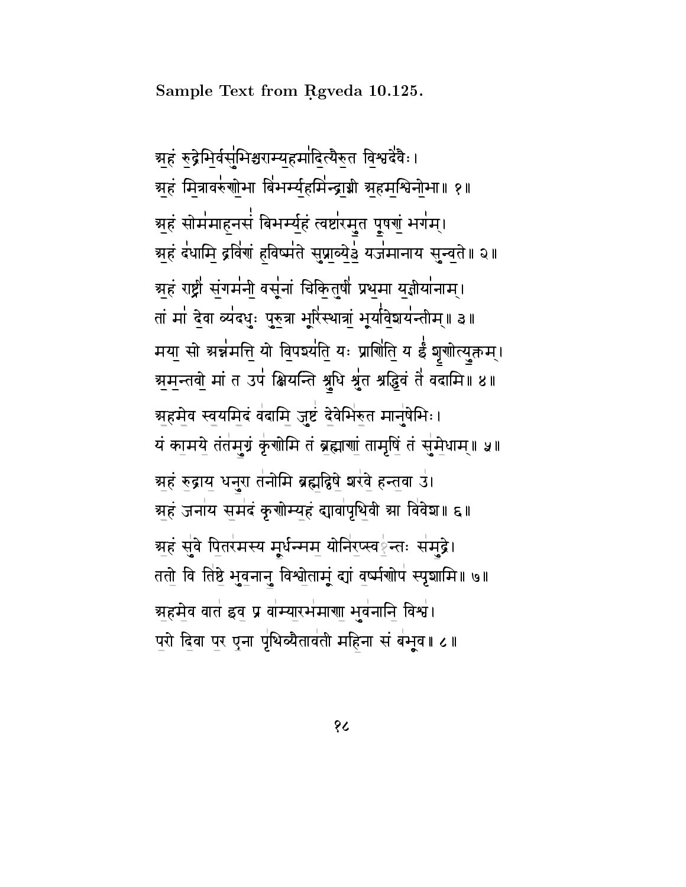**Sample Text from Ṛgveda 10.125.**

अ॒हं रु॒द्रेभि॒र्वसु॑भिश्चराम्य॒हमा॑दि॒त्यैरु॒त वि॒श्वदे॑वैः।
अ॒हं मि॒त्रावरु॑णो॒भा बि॑भर्म्य॒हमि॑न्द्रा॒ग्नी अ॒हम॒श्विनो॒भा॥ १॥

अ॒हं सोम॑माह॒नसं॑ बिभर्म्य॒हं त्वष्टा॑रमु॒त पू॒षणं॒ भग॑म्।
अ॒हं द॑धामि॒ द्रवि॑णं ह॒विष्म॑ते सुप्रा॒व्ये॒३॒॑ यज॑मानाय सुन्व॒ते॥ २॥

अ॒हं राष्ट्री॑ सं॒गम॑नी॒ वसू॑नां चिकि॒तुषी॑ प्रथ॒मा य॒ज्ञिया॑नाम्।
तां मा॑ दे॒वा व्य॑दधुः पुरु॒त्रा भूरि॑स्थात्रां॒ भूर्या॑वे॒शय॑न्तीम्॥ ३॥

मया॒ सो अन्न॑मत्ति॒ यो वि॒पश्य॑ति॒ यः प्राणि॑ति॒ य ईं॑ शृ॒णोत्यु॒क्तम्।
अ॒म॒न्तवो॒ मां त उप॑ क्षियन्ति श्रु॒धि श्रु॑त श्रद्धि॒वं ते॑ वदामि॥ ४॥

अ॒हमे॒व स्व॒यमि॒दं व॑दामि॒ जुष्टं॑ दे॒वेभि॑रु॒त मानु॑षेभिः।
यं का॒मये॒ तंत॑मु॒ग्रं कृ॑णोमि॒ तं ब्र॒ह्माणं॒ तामृषिं॒ तं सु॑मे॒धाम्॥ ५॥

अ॒हं रु॒द्राय॒ धनु॒रा त॑नोमि ब्रह्म॒द्विषे॒ शर॑वे॒ हन्त॒वा उ॑।
अ॒हं जना॑य स॒मदं॑ कृणोम्य॒हं द्यावा॑पृथि॒वी आ वि॑वेश॥ ६॥

अ॒हं सु॑वे पि॒तर॑मस्य मू॒र्धन्मम॒ योनि॑र॒प्स्व१॒॑न्तः स॑मु॒द्रे।
ततो॒ वि ति॑ष्ठे॒ भुव॒नानु॒ विश्वो॒तामूं द्यां व॒र्ष्मणोप॑ स्पृशामि॥ ७॥

अ॒हमे॒व वात॑ इव॒ प्र वा॒म्यार॒भमा॑णा॒ भुव॑नानि॒ विश्वा॑।
प॒रो दि॒वा प॒र ए॒ना पृ॑थि॒व्यैताव॑ती महि॒ना सं ब॑भूव॥ ८॥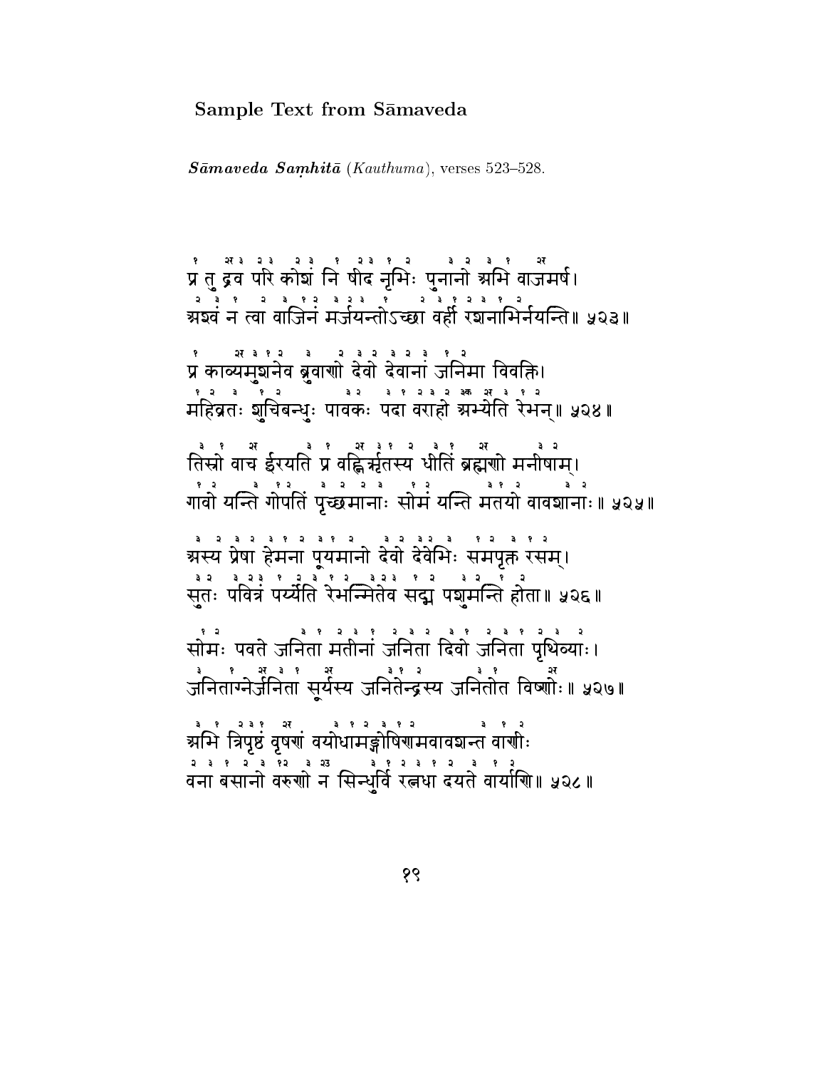## Sample Text from Sāmaveda

***Sāmaveda Saṃhitā*** (*Kauthuma*), verses 523–528.

प्र तु द्रव परि कोशं नि षीद नृभिः पुनानो अभि वाजमर्ष।
अश्वं न त्वा वाजिनं मर्जयन्तोऽच्छा बर्ही रशनाभिर्नयन्ति॥ ५२३॥

प्र काव्यमुशनेव ब्रुवाणो देवो देवानां जनिमा विवक्ति।
महिव्रतः शुचिबन्धुः पावकः पदा वराहो अभ्येति रेभन्॥ ५२४॥

तिस्रो वाच ईरयति प्र वह्निर्ऋतस्य धीतिं ब्रह्मणो मनीषाम्।
गावो यन्ति गोपतिं पृच्छमानाः सोमं यन्ति मतयो वावशानाः॥ ५२५॥

अस्य प्रेषा हेमना पूयमानो देवो देवेभिः समपृक्त रसम्।
सुतः पवित्रं पर्य्येति रेभन्मितेव सद्म पशुमन्ति होता॥ ५२६॥

सोमः पवते जनिता मतीनां जनिता दिवो जनिता पृथिव्याः।
जनिताग्नेर्जनिता सूर्यस्य जनितेन्द्रस्य जनितोत विष्णोः॥ ५२७॥

अभि त्रिपृष्ठं वृषणं वयोधामङ्गोषिणामवावशन्त वाणीः
वना बसानो वरुणो न सिन्धुर्वि रत्नधा दयते वार्याणि॥ ५२८॥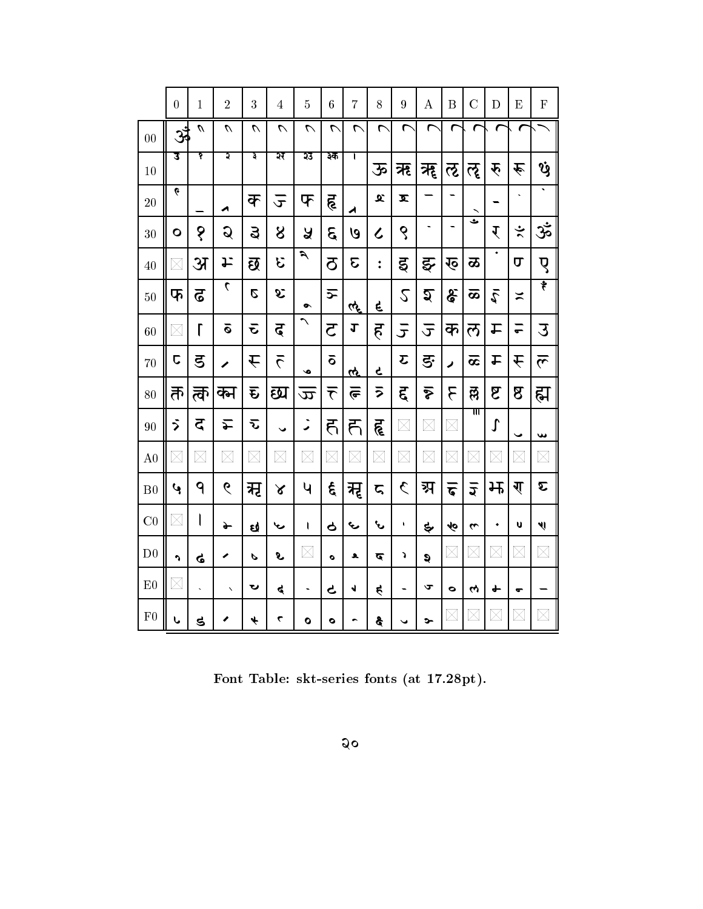| | 0 | 1 | 2 | 3 | 4 | 5 | 6 | 7 | 8 | 9 | A | B | C | D | E | F |
|---|---|---|---|---|---|---|---|---|---|---|---|---|---|---|---|---|
| 00 | ॐ | | | | | | | | | | | | | | | |
| 10 | ३ | १ | २ | ३ | २२ | २३ | ३क | । | ऊ | ऋ | ॠ | ऌ | ॡ | रु | रू | |
| 20 | | | | क | ज | फ | हृ | | | | — | - | | - | ˋ | ˋ |
| 30 | ० | १ | २ | ३ | ४ | ५ | ६ | ७ | ८ | ९ | ˋ | - | | र् | ं | ॐ |
| 40 | ⊠ | अ | | छ | | | ठ | | ः | इ | झ | रु | ळ | ं | प | ए |
| 50 | फ | ढ | | ड | | | | | | | | | | ळ | | |
| 60 | ⊠ | ि | | | द | | ट | ग | ह | ज | ज | क | ल | म | न | उ |
| 70 | | ड | | स | त | | | | | य | ङ | | ळ | म | स | ल |
| 80 | त | त्क | क्म | | छ्य | ज्ज | त | | | द्द | | | | ष्ट | ष्ठ | ह्म |
| 90 | | द | | | | | ह | ह | ह्ल | ⊠ | ⊠ | ⊠ | | | | |
| A0 | ⊠ | ⊠ | ⊠ | ⊠ | ⊠ | ⊠ | ⊠ | ⊠ | ⊠ | ⊠ | ⊠ | ⊠ | ⊠ | ⊠ | ⊠ | ⊠ |
| B0 | ५ | ९ | ९ | | ४ | ५ | ६ | | ८ | ९ | | | | | | |
| C0 | ⊠ | । | | | | । | | | | | | | | | | |
| D0 | | | | | | ⊠ | | | | | | ⊠ | ⊠ | ⊠ | ⊠ | ⊠ |
| E0 | ⊠ | | | | | | | | | | | | | | | — |
| F0 | | | | | | | | | | | | ⊠ | ⊠ | ⊠ | ⊠ | ⊠ |

**Font Table: skt-series fonts (at 17.28pt).**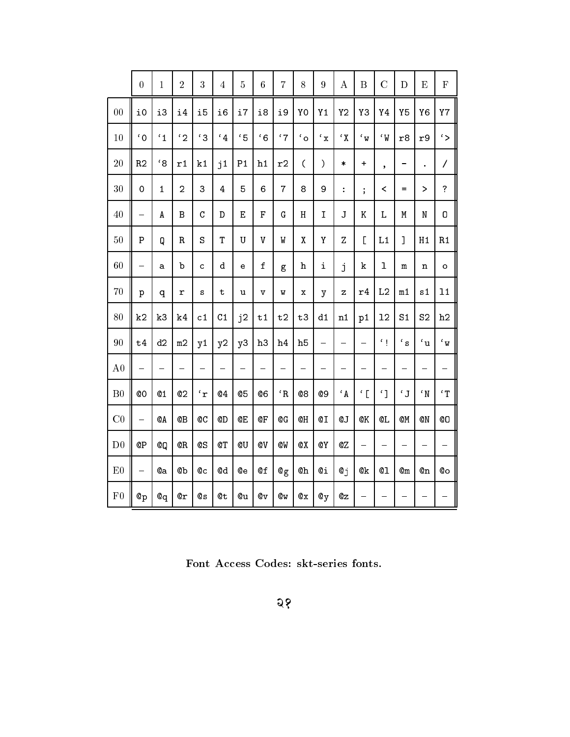| | 0 | 1 | 2 | 3 | 4 | 5 | 6 | 7 | 8 | 9 | A | B | C | D | E | F |
|---|---|---|---|---|---|---|---|---|---|---|---|---|---|---|---|---|
| 00 | i0 | i3 | i4 | i5 | i6 | i7 | i8 | i9 | Y0 | Y1 | Y2 | Y3 | Y4 | Y5 | Y6 | Y7 |
| 10 | ‘0 | ‘1 | ‘2 | ‘3 | ‘4 | ‘5 | ‘6 | ‘7 | ‘o | ‘x | ‘X | ‘w | ‘W | r8 | r9 | ‘> |
| 20 | R2 | ‘8 | r1 | k1 | j1 | P1 | h1 | r2 | ( | ) | * | + | , | - | . | / |
| 30 | 0 | 1 | 2 | 3 | 4 | 5 | 6 | 7 | 8 | 9 | : | ; | < | = | > | ? |
| 40 | – | A | B | C | D | E | F | G | H | I | J | K | L | M | N | O |
| 50 | P | Q | R | S | T | U | V | W | X | Y | Z | [ | L1 | ] | H1 | R1 |
| 60 | – | a | b | c | d | e | f | g | h | i | j | k | l | m | n | o |
| 70 | p | q | r | s | t | u | v | w | x | y | z | r4 | L2 | m1 | s1 | l1 |
| 80 | k2 | k3 | k4 | c1 | C1 | j2 | t1 | t2 | t3 | d1 | n1 | p1 | l2 | S1 | S2 | h2 |
| 90 | t4 | d2 | m2 | y1 | y2 | y3 | h3 | h4 | h5 | – | – | – | ‘! | ‘s | ‘u | ‘w |
| A0 | – | – | – | – | – | – | – | – | – | – | – | – | – | – | – | – |
| B0 | @0 | @1 | @2 | ‘r | @4 | @5 | @6 | ‘R | @8 | @9 | ‘A | ‘[ | ‘] | ‘J | ‘N | ‘T |
| C0 | – | @A | @B | @C | @D | @E | @F | @G | @H | @I | @J | @K | @L | @M | @N | @O |
| D0 | @P | @Q | @R | @S | @T | @U | @V | @W | @X | @Y | @Z | – | – | – | – | – |
| E0 | – | @a | @b | @c | @d | @e | @f | @g | @h | @i | @j | @k | @l | @m | @n | @o |
| F0 | @p | @q | @r | @s | @t | @u | @v | @w | @x | @y | @z | – | – | – | – | – |

**Font Access Codes: skt-series fonts.**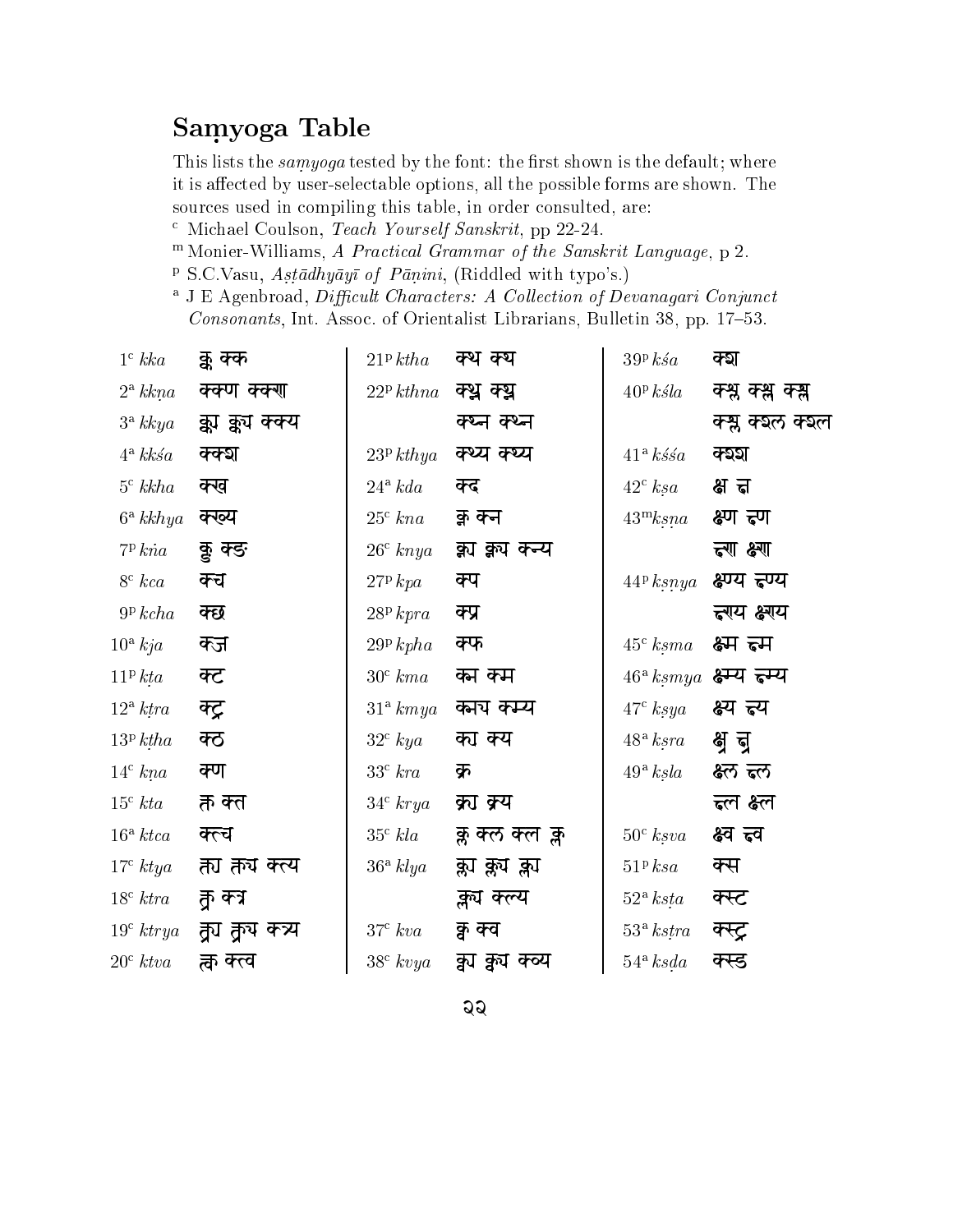## Saṃyoga Table

This lists the *saṃyoga* tested by the font: the first shown is the default; where it is affected by user-selectable options, all the possible forms are shown. The sources used in compiling this table, in order consulted, are:

[c] Michael Coulson, *Teach Yourself Sanskrit*, pp 22-24.
[m] Monier-Williams, *A Practical Grammar of the Sanskrit Language*, p 2.
[p] S.C.Vasu, *Aṣṭādhyāyī of Pāṇini*, (Riddled with typo's.)
[a] J E Agenbroad, *Difficult Characters: A Collection of Devanagari Conjunct Consonants*, Int. Assoc. of Orientalist Librarians, Bulletin 38, pp. 17–53.

| | | | | | |
|---|---|---|---|---|---|
| 1[c] *kka* | क्क क्क | 21[p] *ktha* | क्थ क्थ | 39[p] *kśa* | क्श |
| 2[a] *kkṇa* | क्क्ण क्क्ण | 22[p] *kthna* | क्थ्न क्थ्न | 40[p] *kśla* | क्श्ल क्श्ल क्श्ल |
| 3[a] *kkya* | क्क्य क्क्य क्क्य | | क्थ्न क्थ्न | | क्श्ल क्श्ल क्श्ल |
| 4[a] *kkśa* | क्क्श | 23[p] *kthya* | क्थ्य क्थ्य | 41[a] *kśśa* | क्श्श |
| 5[c] *kkha* | क्ख | 24[a] *kda* | क्द | 42[c] *kṣa* | क्ष क्ष |
| 6[a] *kkhya* | क्ख्य | 25[c] *kna* | क्न क्न | 43[m] *kṣṇa* | क्ष्ण क्ष्ण |
| 7[p] *kṅa* | क्ङ क्ङ | 26[c] *knya* | क्न्य क्न्य क्न्य | | क्ष्ण क्ष्ण |
| 8[c] *kca* | क्च | 27[p] *kpa* | क्प | 44[p] *kṣṇya* | क्ष्ण्य क्ष्ण्य |
| 9[p] *kcha* | क्छ | 28[p] *kpra* | क्प्र | | क्ष्ण्य क्ष्ण्य |
| 10[a] *kja* | क्ज | 29[p] *kpha* | क्फ | 45[c] *kṣma* | क्ष्म क्ष्म |
| 11[p] *kṭa* | क्ट | 30[c] *kma* | क्म क्म | 46[a] *kṣmya* | क्ष्म्य क्ष्म्य |
| 12[a] *kṭra* | क्ट्र | 31[a] *kmya* | क्म्य क्म्य | 47[c] *kṣya* | क्ष्य क्ष्य |
| 13[p] *kṭha* | क्ठ | 32[c] *kya* | क्य क्य | 48[a] *kṣra* | क्ष्र क्ष्र |
| 14[c] *kṇa* | क्ण | 33[c] *kra* | क्र | 49[a] *kṣla* | क्ष्ल क्ष्ल |
| 15[c] *kta* | क्त क्त | 34[c] *krya* | क्र्य क्र्य | | क्ष्ल क्ष्ल |
| 16[a] *ktca* | क्त्च | 35[c] *kla* | क्ल क्ल क्ल क्ल | 50[c] *kṣva* | क्ष्व क्ष्व |
| 17[c] *ktya* | क्त्य क्त्य क्त्य | 36[a] *klya* | क्ल्य क्ल्य क्ल्य | 51[p] *ksa* | क्स |
| 18[c] *ktra* | क्त्र क्त्र | | क्ल्य क्ल्य | 52[a] *ksṭa* | क्स्ट |
| 19[c] *ktrya* | क्त्र्य क्त्र्य क्त्र्य | 37[c] *kva* | क्व क्व | 53[a] *ksṭra* | क्स्ट्र |
| 20[c] *ktva* | क्त्व क्त्व | 38[c] *kvya* | क्व्य क्व्य क्व्य | 54[a] *ksḍa* | क्स्ड |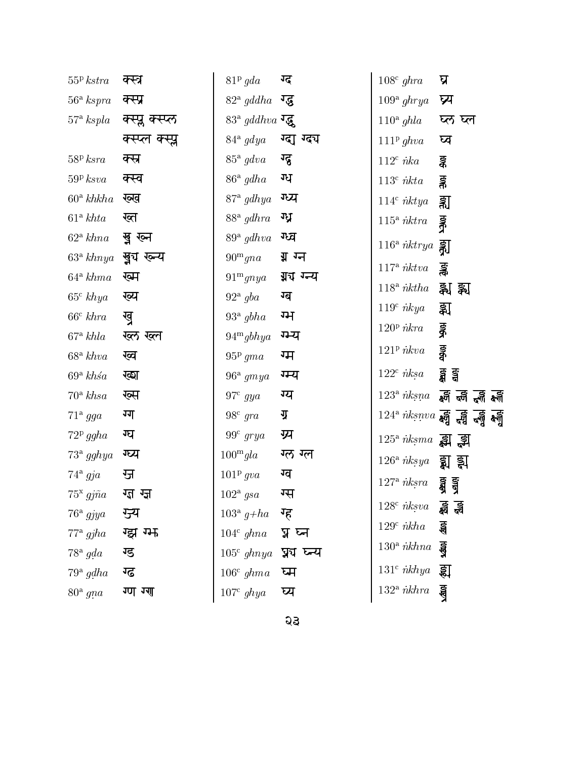55[p] *kstra* क्स्त्र

56[a] *kspra* क्स्प्र

57[a] *kspla* क्स्प्ल क्स्प्ल क्स्प्ल क्स्प्ल

58[p] *ksra* क्स्र

59[p] *ksva* क्स्व

60[a] *khkha* ख्ख

61[a] *khta* ख्त

62[a] *khna* ख्न ख्न

63[a] *khnya* ख्न्य ख्न्य

64[a] *khma* ख्म

65[c] *khya* ख्य

66[c] *khra* ख्र

67[a] *khla* ख्ल ख्ल

68[a] *khva* ख्व

69[a] *khśa* ख्श

70[a] *khsa* ख्स

71[a] *gga* ग्ग

72[p] *ggha* ग्घ

73[a] *gghya* ग्घ्य

74[a] *gja* ग्ज

75[x] *gjña* ग्ज्ञ ग्ज्ञ

76[a] *gjya* ग्ज्य

77[a] *gjha* ग्झ ग्झ

78[a] *gḍa* ग्ड

79[a] *gḍha* ग्ढ

80[a] *gṇa* ग्ण ग्ण

81[p] *gda* ग्द

82[a] *gddha* ग्द्ध

83[a] *gddhva* ग्द्ध्व

84[a] *gdya* ग्द्य ग्द्य

85[a] *gdva* ग्द्व

86[a] *gdha* ग्ध

87[a] *gdhya* ग्ध्य

88[a] *gdhra* ग्ध्र

89[a] *gdhva* ग्ध्व

90[m] *gna* ग्न ग्न

91[m] *gnya* ग्न्य ग्न्य

92[a] *gba* ग्ब

93[a] *gbha* ग्भ

94[m] *gbhya* ग्भ्य

95[p] *gma* ग्म

96[a] *gmya* ग्म्य

97[c] *gya* ग्य

98[c] *gra* ग्र

99[c] *grya* ग्र्य

100[m] *gla* ग्ल ग्ल

101[p] *gva* ग्व

102[a] *gsa* ग्स

103[a] *g+ha* ग्ह

104[c] *ghna* घ्न घ्न

105[c] *ghnya* घ्न्य घ्न्य

106[c] *ghma* घ्म

107[c] *ghya* घ्य

108[c] *ghra* घ्र

109[a] *ghrya* घ्र्य

110[a] *ghla* घ्ल घ्ल

111[p] *ghva* घ्व

112[c] *ṅka* ङ्क

113[c] *ṅkta* ङ्क्त

114[c] *ṅktya* ङ्क्त्य

115[a] *ṅktra* ङ्क्त्र

116[a] *ṅktrya* ङ्क्त्र्य

117[a] *ṅktva* ङ्क्त्व

118[a] *ṅktha* ङ्क्थ ङ्क्थ

119[c] *ṅkya* ङ्क्य

120[p] *ṅkra* ङ्क्र

121[p] *ṅkva* ङ्क्व

122[c] *ṅkṣa* ङ्क्ष ङ्क्ष

123[a] *ṅkṣṇa* ङ्क्ष्ण ङ्क्ष्ण ङ्क्ष्ण ङ्क्ष्ण

124[a] *ṅkṣṇva* ङ्क्ष्ण्व ङ्क्ष्ण्व ङ्क्ष्ण्व ङ्क्ष्ण्व

125[a] *ṅkṣma* ङ्क्ष्म ङ्क्ष्म

126[a] *ṅkṣya* ङ्क्ष्य ङ्क्ष्य

127[a] *ṅkṣra* ङ्क्ष्र ङ्क्ष्र

128[c] *ṅkṣva* ङ्क्ष्व ङ्क्ष्व

129[c] *ṅkha* ङ्ख

130[a] *ṅkhna* ङ्ख्न

131[c] *ṅkhya* ङ्ख्य

132[a] *ṅkhra* ङ्ख्र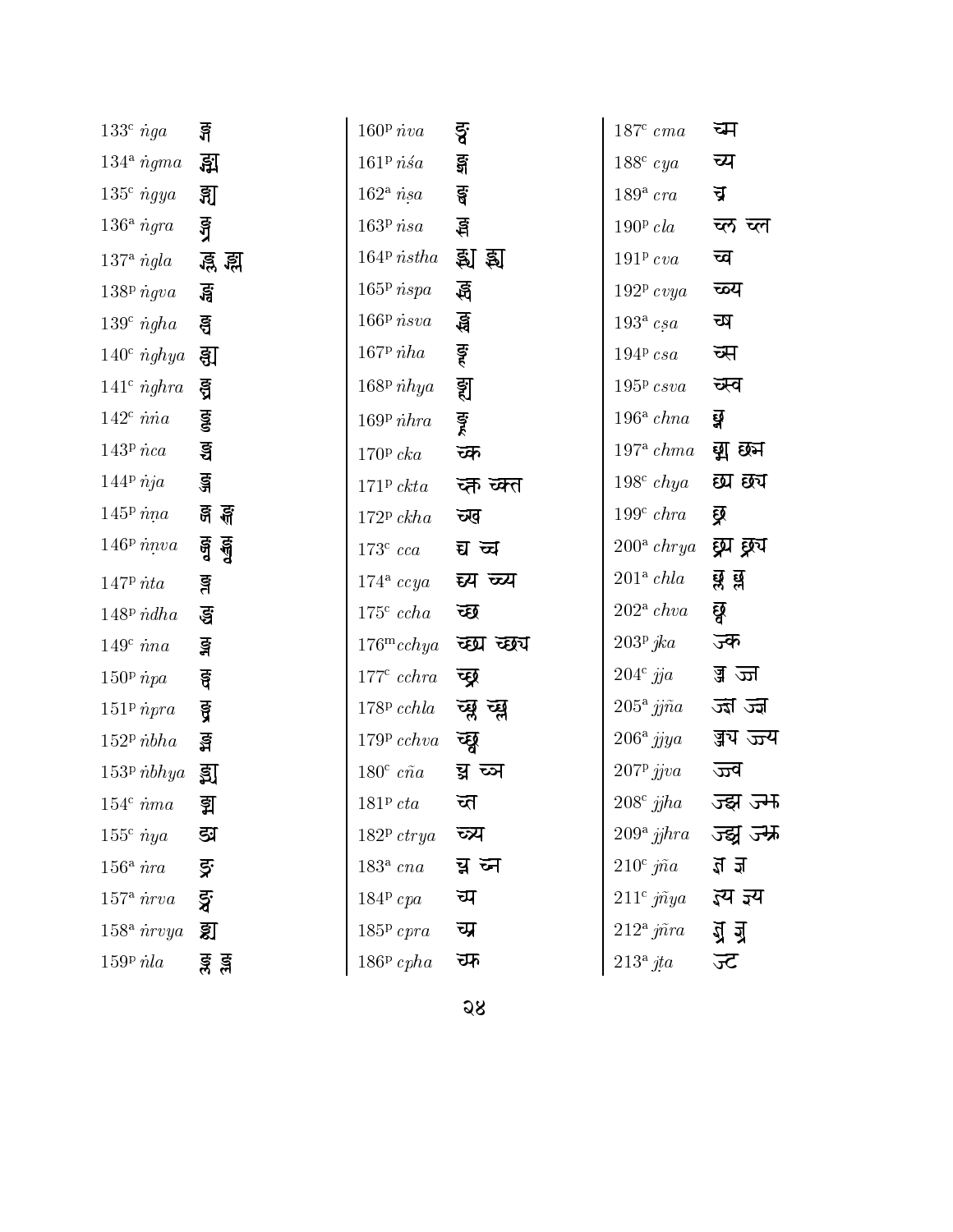| | | |
|---|---|---|
| 133[c] *ṅga* ङ्ग | 160[p] *ṅva* ङ्व | 187[c] *cma* च्म |
| 134[a] *ṅgma* ङ्ग्म | 161[p] *ṅśa* ङ्श | 188[c] *cya* च्य |
| 135[c] *ṅgya* ङ्ग्य | 162[a] *ṅṣa* ङ्ष | 189[a] *cra* च्र |
| 136[a] *ṅgra* ङ्ग्र | 163[p] *ṅsa* ङ्स | 190[p] *cla* च्ल च्ल |
| 137[a] *ṅgla* ङ्ग्ल ङ्ग्ल | 164[p] *ṅstha* ङ्स्थ ङ्स्थ | 191[p] *cva* च्व |
| 138[p] *ṅgva* ङ्ग्व | 165[p] *ṅspa* ङ्स्प | 192[p] *cvya* च्व्य |
| 139[c] *ṅgha* ङ्घ | 166[p] *ṅsva* ङ्स्व | 193[a] *cṣa* च्ष |
| 140[c] *ṅghya* ङ्घ्य | 167[p] *ṅha* ङ्ह | 194[p] *csa* च्स |
| 141[c] *ṅghra* ङ्घ्र | 168[p] *ṅhya* ङ्ह्य | 195[p] *csva* च्स्व |
| 142[c] *ṅṅa* ङ्ङ | 169[p] *ṅhra* ङ्ह्र | 196[a] *chna* छ्न |
| 143[p] *ṅca* ङ्च | 170[p] *cka* च्क | 197[a] *chma* छ्म छ्म |
| 144[p] *ṅja* ङ्ज | 171[p] *ckta* च्क्त च्क्त | 198[c] *chya* छ्य छ्य |
| 145[p] *ṅṇa* ङ्ण ङ्ण | 172[p] *ckha* च्ख | 199[c] *chra* छ्र |
| 146[p] *ṅṇva* ङ्ण्व ङ्ण्व | 173[c] *cca* च्च च्च | 200[a] *chrya* छ्र्य छ्र्य |
| 147[p] *ṅta* ङ्त | 174[a] *ccya* च्च्य च्च्य | 201[a] *chla* छ्ल छ्ल |
| 148[p] *ṅdha* ङ्ध | 175[c] *ccha* च्छ | 202[a] *chva* छ्व |
| 149[c] *ṅna* ङ्न | 176[m] *cchya* च्छ्य च्छ्य | 203[p] *jka* ज्क |
| 150[p] *ṅpa* ङ्प | 177[c] *cchra* च्छ्र | 204[c] *jja* ज्ज ज्ज |
| 151[p] *ṅpra* ङ्प्र | 178[p] *cchla* च्छ्ल च्छ्ल | 205[a] *jjña* ज्ज्ञ ज्ज्ञ |
| 152[p] *ṅbha* ङ्भ | 179[p] *cchva* च्छ्व | 206[a] *jjya* ज्ज्य ज्ज्य |
| 153[p] *ṅbhya* ङ्भ्य | 180[c] *cña* च्ञ च्ञ | 207[p] *jjva* ज्ज्व |
| 154[c] *ṅma* ङ्म | 181[p] *cta* च्त | 208[c] *jjha* ज्झ ज्झ |
| 155[c] *ṅya* ङ्य | 182[p] *ctrya* च्त्र्य | 209[a] *jjhra* ज्झ्र ज्झ्र |
| 156[a] *ṅra* ङ्र | 183[a] *cna* च्न च्न | 210[c] *jña* ज्ञ ज्ञ |
| 157[a] *ṅrva* ङ्र्व | 184[p] *cpa* च्प | 211[c] *jñya* ज्ञ्य ज्ञ्य |
| 158[a] *ṅrvya* ङ्र्व्य | 185[p] *cpra* च्प्र | 212[a] *jñra* ज्ञ्र ज्ञ्र |
| 159[p] *ṅla* ङ्ल ङ्ल | 186[p] *cpha* च्फ | 213[a] *jṭa* ज्ट |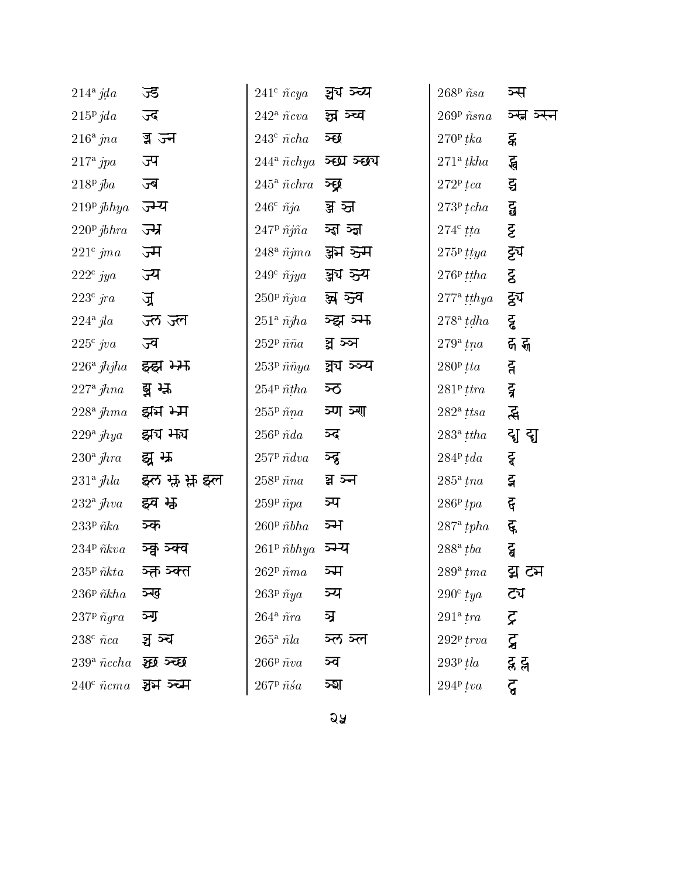| | | | | | |
|---|---|---|---|---|---|
| 214ª *jḍa* | ज्ड | 241ᶜ *ñcya* | ञ्च्य ञ्च्य | 268ᵖ *ñsa* | ञ्स |
| 215ᵖ *jda* | ज्द | 242ª *ñcva* | ञ्च्व ञ्च्व | 269ᵖ *ñsna* | ञ्स्न ञ्स्न |
| 216ª *jna* | ज्न ज्न | 243ᶜ *ñcha* | ञ्छ | 270ᵖ *ṭka* | ट्क |
| 217ª *jpa* | ज्प | 244ª *ñchya* | ञ्छ्य ञ्छ्य | 271ª *ṭkha* | ट्ख |
| 218ᵖ *jba* | ज्ब | 245ª *ñchra* | ञ्छ्र | 272ᵖ *ṭca* | ट्च |
| 219ᵖ *jbhya* | ज्भ्य | 246ᶜ *ñja* | ञ्ज ञ्ज | 273ᵖ *ṭcha* | ट्छ |
| 220ᵖ *jbhra* | ज्भ्र | 247ᵖ *ñjña* | ञ्ज्ञ ञ्ज्ञ | 274ᶜ *ṭṭa* | ट्ट |
| 221ᶜ *jma* | ज्म | 248ª *ñjma* | ञ्ज्म ञ्ज्म | 275ᵖ *ṭṭya* | ट्ट्य |
| 222ᶜ *jya* | ज्य | 249ᶜ *ñjya* | ञ्ज्य ञ्ज्य | 276ᵖ *ṭṭha* | ट्ठ |
| 223ᶜ *jra* | ज्र | 250ᵖ *ñjva* | ञ्ज्व ञ्ज्व | 277ª *ṭṭhya* | ट्ठ्य |
| 224ª *jla* | ज्ल ज्ल | 251ª *ñjha* | ञ्झ ञ्झ | 278ª *ṭḍha* | ट्ढ |
| 225ᶜ *jva* | ज्व | 252ᵖ *ññа* | ञ्ञ ञ्ञ | 279ª *ṭṇa* | ट्ण ट्ण |
| 226ª *jhjha* | झ्झ झ्झ | 253ᵖ *ññya* | ञ्ञ्य ञ्ञ्य | 280ᵖ *ṭta* | ट्त |
| 227ª *jhna* | झ्न झ्न | 254ᵖ *ñṭha* | ञ्ठ | 281ᵖ *ṭtra* | ट्त्र |
| 228ª *jhma* | झ्म झ्म | 255ᵖ *ñṇa* | ञ्ण ञ्ण | 282ª *ṭtsa* | ट्त्स |
| 229ª *jhya* | झ्य झ्य | 256ᵖ *ñda* | ञ्द | 283ª *ṭtha* | ट्थ ट्थ |
| 230ª *jhra* | झ्र झ्र | 257ᵖ *ñdva* | ञ्द्व | 284ᵖ *ṭda* | ट्द |
| 231ª *jhla* | झ्ल झ्ल झ्ल झ्ल | 258ᵖ *ñna* | ञ्न ञ्न | 285ª *ṭna* | ट्न |
| 232ª *jhva* | झ्व झ्व | 259ᵖ *ñpa* | ञ्प | 286ᵖ *ṭpa* | ट्प |
| 233ᵖ *ñka* | ञ्क | 260ᵖ *ñbha* | ञ्भ | 287ª *ṭpha* | ट्फ |
| 234ᵖ *ñkva* | ञ्क्व ञ्क्व | 261ᵖ *ñbhya* | ञ्भ्य | 288ª *ṭba* | ट्ब |
| 235ᵖ *ñkta* | ञ्क्त ञ्क्त | 262ᵖ *ñma* | ञ्म | 289ª *ṭma* | ट्म ट्म |
| 236ᵖ *ñkha* | ञ्ख | 263ᵖ *ñya* | ञ्य | 290ᶜ *ṭya* | ट्य |
| 237ᵖ *ñgra* | ञ्ग्र | 264ª *ñra* | ञ्र | 291ª *ṭra* | ट्र |
| 238ᶜ *ñca* | ञ्च ञ्च | 265ª *ñla* | ञ्ल ञ्ल | 292ᵖ *ṭrva* | ट्र्व |
| 239ª *ñccha* | ञ्च्छ ञ्च्छ | 266ᵖ *ñva* | ञ्व | 293ᵖ *ṭla* | ट्ल ट्ल |
| 240ᶜ *ñcma* | ञ्च्म ञ्च्म | 267ᵖ *ñśa* | ञ्श | 294ᵖ *ṭva* | ट्व |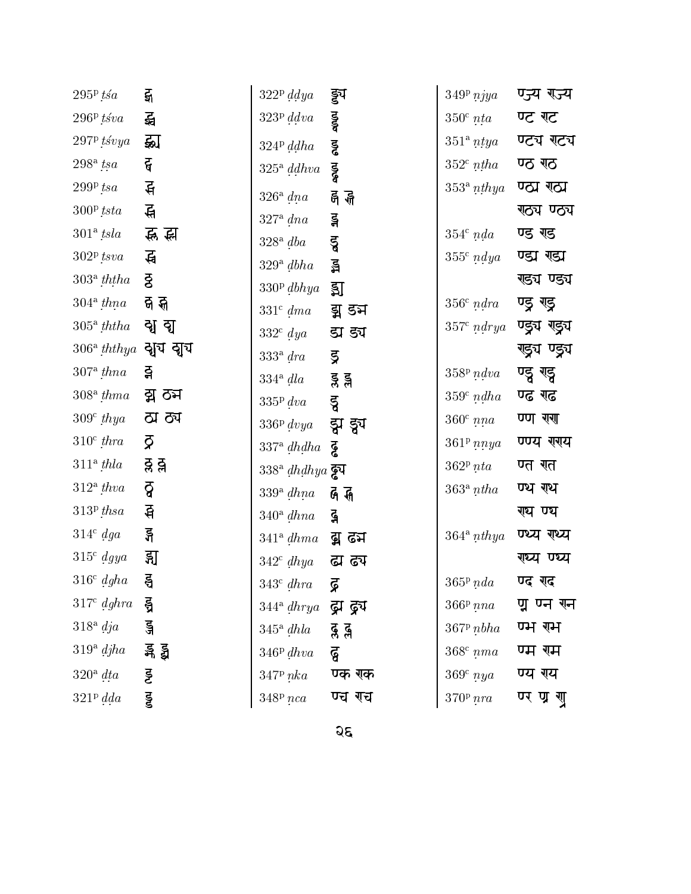| | | |
|---|---|---|
| 295[p] *ṭśa* | ट्श | |
| 296[p] *ṭśva* | ट्श्व | |
| 297[p] *ṭśvya* | ट्श्व्य | |
| 298[a] *ṭṣa* | ट्ष | |
| 299[p] *ṭsa* | ट्स | |
| 300[p] *ṭsta* | ट्स्त | |
| 301[a] *ṭsla* | ट्स्ल ट्स्ल | |
| 302[p] *ṭsva* | ट्स्व | |
| 303[a] *ṭhṭha* | ठ्ठ | |
| 304[a] *ṭhṇa* | ठ्ण ठ्ण | |
| 305[a] *ṭhtha* | ठ्थ ठ्थ | |
| 306[a] *ṭhthya* | ठ्थ्य ठ्थ्य | |
| 307[a] *ṭhna* | ठ्न | |
| 308[a] *ṭhma* | ठ्म ठ्म | |
| 309[c] *ṭhya* | ठ्य ठ्य | |
| 310[c] *ṭhra* | ठ्र | |
| 311[a] *ṭhla* | ठ्ल ठ्ल | |
| 312[a] *ṭhva* | ठ्व | |
| 313[p] *ṭhsa* | ठ्स | |
| 314[c] *ḍga* | ड्ग | |
| 315[c] *ḍgya* | ड्ग्य | |
| 316[c] *ḍgha* | ड्घ | |
| 317[c] *ḍghra* | ड्घ्र | |
| 318[a] *ḍja* | ड्ज | |
| 319[a] *ḍjha* | ड्झ ड्झ | |
| 320[a] *ḍṭa* | ड्ट | |
| 321[p] *ḍḍa* | ड्ड | |
| 322[p] *ḍḍya* | ड्ड्य | |
| 323[p] *ḍḍva* | ड्ड्व | |
| 324[p] *ḍḍha* | ड्ढ | |
| 325[a] *ḍḍhva* | ड्ढ्व | |
| 326[a] *ḍṇa* | ड्ण ड्ण | |
| 327[a] *ḍna* | ड्न | |
| 328[a] *ḍba* | ड्ब | |
| 329[a] *ḍbha* | ड्भ | |
| 330[p] *ḍbhya* | ड्भ्य | |
| 331[c] *ḍma* | ड्म ड्म | |
| 332[c] *ḍya* | ड्य ड्य | |
| 333[a] *ḍra* | ड्र | |
| 334[a] *ḍla* | ड्ल ड्ल | |
| 335[p] *ḍva* | ड्व | |
| 336[p] *ḍvya* | ड्व्य ड्व्य | |
| 337[a] *ḍhḍha* | ढ्ढ | |
| 338[a] *ḍhḍhya* | ढ्ढ्य | |
| 339[a] *ḍhṇa* | ढ्ण ढ्ण | |
| 340[a] *ḍhna* | ढ्न | |
| 341[a] *ḍhma* | ढ्म ढ्म | |
| 342[c] *ḍhya* | ढ्य ढ्य | |
| 343[c] *ḍhra* | ढ्र | |
| 344[a] *ḍhrya* | ढ्र्य ढ्र्य | |
| 345[a] *ḍhla* | ढ्ल ढ्ल | |
| 346[p] *ḍhva* | ढ्व | |
| 347[p] *ṇka* | ण्क ण्क | |
| 348[p] *ṇca* | ण्च ण्च | |
| 349[p] *ṇjya* | ण्ज्य ण्ज्य | |
| 350[c] *ṇṭa* | ण्ट ण्ट | |
| 351[a] *ṇṭya* | ण्ट्य ण्ट्य | |
| 352[c] *ṇṭha* | ण्ठ ण्ठ | |
| 353[a] *ṇṭhya* | ण्ठ्य ण्ठ्य ण्ठ्य ण्ठ्य | |
| 354[c] *ṇḍa* | ण्ड ण्ड | |
| 355[c] *ṇḍya* | ण्ड्य ण्ड्य ण्ड्य ण्ड्य | |
| 356[c] *ṇḍra* | ण्ड्र ण्ड्र | |
| 357[c] *ṇḍrya* | ण्ड्र्य ण्ड्र्य ण्ड्र्य ण्ड्र्य | |
| 358[p] *ṇḍva* | ण्ड्व ण्ड्व | |
| 359[c] *ṇḍha* | ण्ढ ण्ढ | |
| 360[c] *ṇṇa* | ण्ण ण्ण | |
| 361[p] *ṇṇya* | ण्ण्य ण्ण्य | |
| 362[p] *ṇta* | ण्त ण्त | |
| 363[a] *ṇtha* | ण्थ ण्थ ण्थ ण्थ | |
| 364[a] *ṇthya* | ण्थ्य ण्थ्य ण्थ्य ण्थ्य | |
| 365[p] *ṇda* | ण्द ण्द | |
| 366[p] *ṇna* | ण्न ण्न ण्न | |
| 367[p] *ṇbha* | ण्भ ण्भ | |
| 368[c] *ṇma* | ण्म ण्म | |
| 369[c] *ṇya* | ण्य ण्य | |
| 370[p] *ṇra* | ण्र ण्र ण्र | |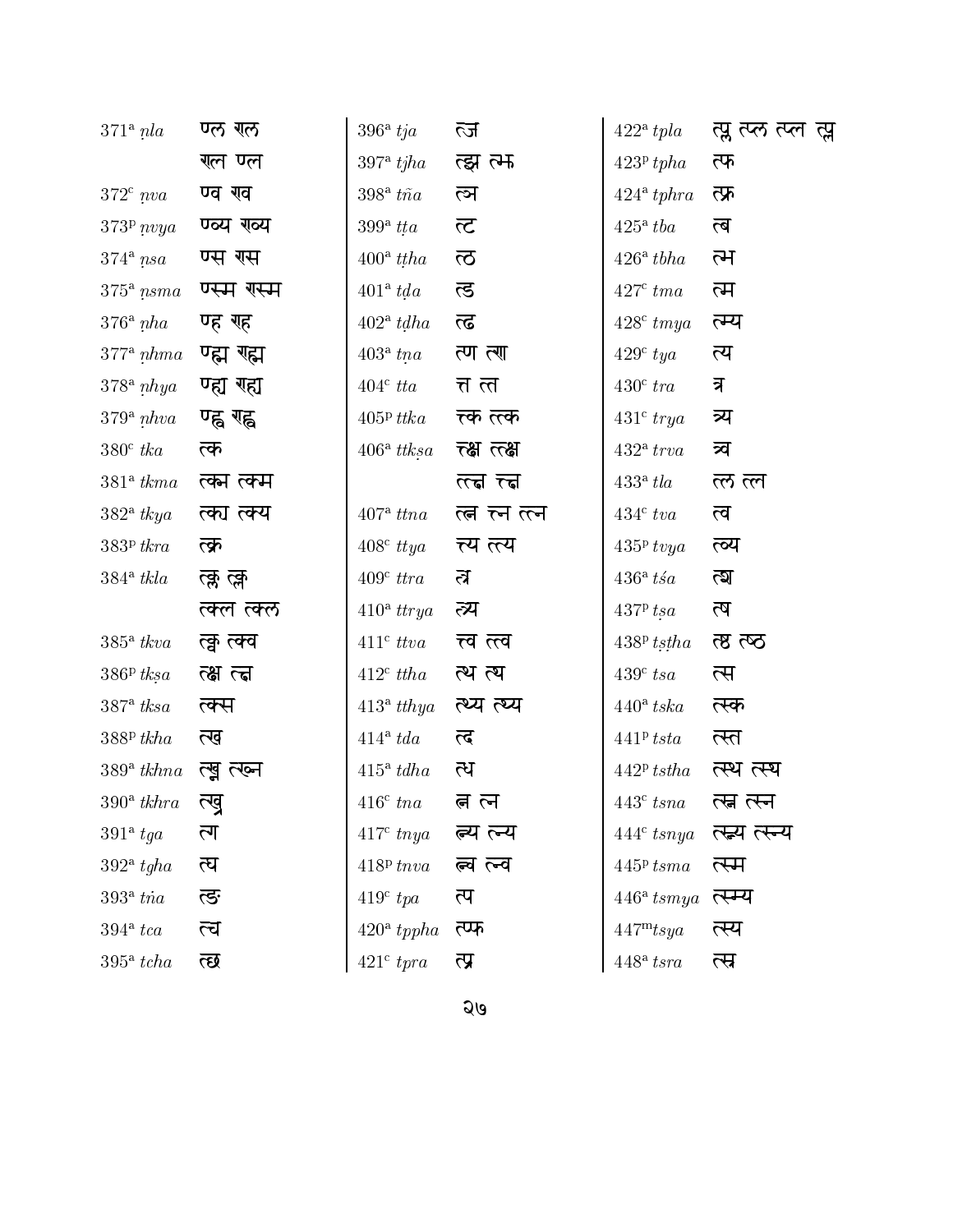| | | | | | |
|---|---|---|---|---|---|
| 371[a] *ṇla* | ण्ल ण्ल | 396[a] *tja* | त्ज | 422[a] *tpla* | त्प्ल त्प्ल त्प्ल त्प्ल |
| | ण्ल ण्ल | 397[a] *tjha* | त्झ त्झ | 423[p] *tpha* | त्फ |
| 372[c] *ṇva* | ण्व ण्व | 398[a] *tña* | त्ञ | 424[a] *tphra* | त्फ्र |
| 373[p] *ṇvya* | ण्व्य ण्व्य | 399[a] *tṭa* | त्ट | 425[a] *tba* | त्ब |
| 374[a] *ṇsa* | ण्स ण्स | 400[a] *tṭha* | त्ठ | 426[a] *tbha* | त्भ |
| 375[a] *ṇsma* | ण्स्म ण्स्म | 401[a] *tḍa* | त्ड | 427[c] *tma* | त्म |
| 376[a] *ṇha* | ण्ह ण्ह | 402[a] *tḍha* | त्ढ | 428[c] *tmya* | त्म्य |
| 377[a] *ṇhma* | ण्ह्म ण्ह्म | 403[a] *tṇa* | त्ण त्ण | 429[c] *tya* | त्य |
| 378[a] *ṇhya* | ण्ह्य ण्ह्य | 404[c] *tta* | त्त त्त | 430[c] *tra* | त्र |
| 379[a] *ṇhva* | ण्ह्व ण्ह्व | 405[p] *ttka* | त्त्क त्त्क | 431[c] *trya* | त्र्य |
| 380[c] *tka* | त्क | 406[a] *ttkṣa* | त्त्क्ष त्त्क्ष | 432[a] *trva* | त्र्व |
| 381[a] *tkma* | त्क्म त्क्म | | त्त्क्ष त्त्क्ष | 433[a] *tla* | त्ल त्ल |
| 382[a] *tkya* | त्क्य त्क्य | 407[a] *ttna* | त्त्न त्त्न त्त्न | 434[c] *tva* | त्व |
| 383[p] *tkra* | त्क्र | 408[c] *ttya* | त्त्य त्त्य | 435[p] *tvya* | त्व्य |
| 384[a] *tkla* | त्क्ल त्क्ल | 409[c] *ttra* | त्त्र | 436[a] *tśa* | त्श |
| | त्क्ल त्क्ल | 410[a] *ttrya* | त्त्र्य | 437[p] *tṣa* | त्ष |
| 385[a] *tkva* | त्क्व त्क्व | 411[c] *ttva* | त्त्व त्त्व | 438[p] *tṣṭha* | त्ष्ठ त्ष्ठ |
| 386[p] *tkṣa* | त्क्ष त्क्ष | 412[c] *ttha* | त्थ त्थ | 439[c] *tsa* | त्स |
| 387[a] *tksa* | त्क्स | 413[a] *tthya* | त्थ्य त्थ्य | 440[a] *tska* | त्स्क |
| 388[p] *tkha* | त्ख | 414[a] *tda* | त्द | 441[p] *tsta* | त्स्त |
| 389[a] *tkhna* | त्ख्न त्ख्न | 415[a] *tdha* | त्ध | 442[p] *tstha* | त्स्थ त्स्थ |
| 390[a] *tkhra* | त्ख्र | 416[c] *tna* | त्न त्न | 443[c] *tsna* | त्स्न त्स्न |
| 391[a] *tga* | त्ग | 417[c] *tnya* | त्न्य त्न्य | 444[c] *tsnya* | त्स्न्य त्स्न्य |
| 392[a] *tgha* | त्घ | 418[p] *tnva* | त्न्व त्न्व | 445[p] *tsma* | त्स्म |
| 393[a] *tṅa* | त्ङ | 419[c] *tpa* | त्प | 446[a] *tsmya* | त्स्म्य |
| 394[a] *tca* | त्च | 420[a] *tppha* | त्प्फ | 447[m] *tsya* | त्स्य |
| 395[a] *tcha* | त्छ | 421[c] *tpra* | त्प्र | 448[a] *tsra* | त्स्र |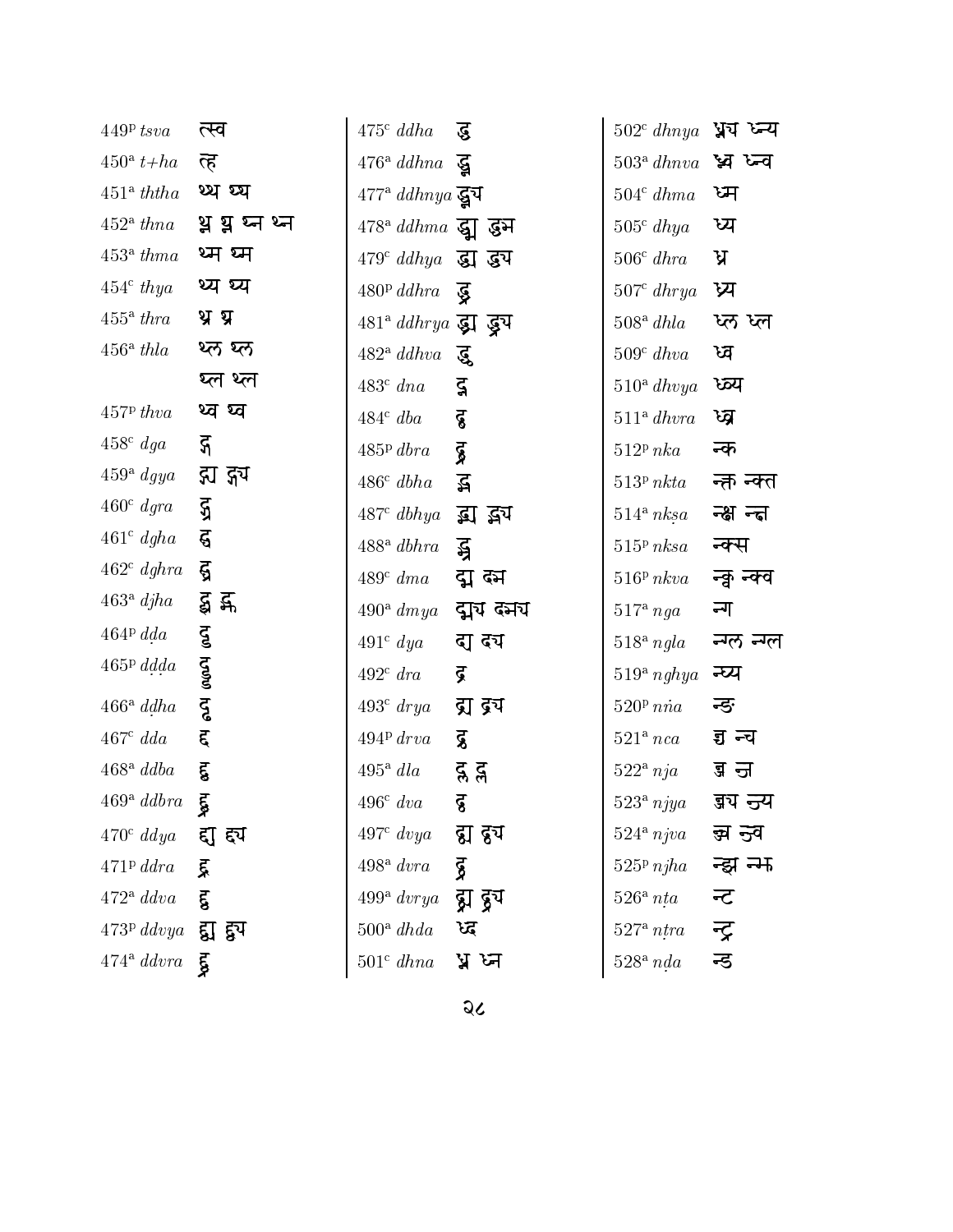449[p] *tsva* त्स्व

450[a] *t+ha* त्ह

451[a] *ththa* थ्थ थ्थ

452[a] *thna* थ्न थ्न थ्न थ्न

453[a] *thma* थ्म थ्म

454[c] *thya* थ्य थ्य

455[a] *thra* थ्र थ्र

456[a] *thla* थ्ल थ्ल
थ्ल थ्ल

457[p] *thva* थ्व थ्व

458[c] *dga* द्ग

459[a] *dgya* द्ग्य द्ग्य

460[c] *dgra* द्ग्र

461[c] *dgha* द्घ

462[c] *dghra* द्घ्र

463[a] *djha* द्झ द्झ

464[p] *dḍa* द्ड

465[p] *dḍḍa* द्ड्ड

466[a] *dḍha* द्ढ

467[c] *dda* द्द

468[a] *ddba* द्द्ब

469[a] *ddbra* द्द्ब्र

470[c] *ddya* द्द्य द्द्य

471[p] *ddra* द्द्र

472[a] *ddva* द्द्व

473[p] *ddvya* द्द्व्य द्द्व्य

474[a] *ddvra* द्द्व्र

475[c] *ddha* द्ध

476[a] *ddhna* द्ध्न

477[a] *ddhnya* द्ध्न्य

478[a] *ddhma* द्ध्म द्ध्म

479[c] *ddhya* द्ध्य द्ध्य

480[p] *ddhra* द्ध्र

481[a] *ddhrya* द्ध्र्य द्ध्र्य

482[a] *ddhva* द्ध्व

483[c] *dna* द्न

484[c] *dba* द्ब

485[p] *dbra* द्ब्र

486[c] *dbha* द्भ

487[c] *dbhya* द्भ्य द्भ्य

488[a] *dbhra* द्भ्र

489[c] *dma* द्म द्म

490[a] *dmya* द्म्य द्म्य

491[c] *dya* द्य द्य

492[c] *dra* द्र

493[c] *drya* द्र्य द्र्य

494[p] *drva* द्र्व

495[a] *dla* द्ल द्ल

496[c] *dva* द्व

497[c] *dvya* द्व्य द्व्य

498[a] *dvra* द्व्र

499[a] *dvrya* द्व्र्य द्व्र्य

500[a] *dhda* ध्द

501[c] *dhna* ध्न ध्न

502[c] *dhnya* ध्न्य ध्न्य

503[a] *dhnva* ध्न्व ध्न्व

504[c] *dhma* ध्म

505[c] *dhya* ध्य

506[c] *dhra* ध्र

507[c] *dhrya* ध्र्य

508[a] *dhla* ध्ल ध्ल

509[c] *dhva* ध्व

510[a] *dhvya* ध्व्य

511[a] *dhvra* ध्व्र

512[p] *nka* न्क

513[p] *nkta* न्क्त न्क्त

514[a] *nkṣa* न्क्ष न्क्ष

515[p] *nksa* न्क्स

516[p] *nkva* न्क्व न्क्व

517[a] *nga* न्ग

518[a] *ngla* न्ग्ल न्ग्ल

519[a] *nghya* न्घ्य

520[p] *nṅa* न्ङ

521[a] *nca* न्च न्च

522[a] *nja* न्ज न्ज

523[a] *njya* न्ज्य न्ज्य

524[a] *njva* न्ज्व न्ज्व

525[p] *njha* न्झ न्झ

526[a] *nṭa* न्ट

527[a] *nṭra* न्ट्र

528[a] *nḍa* न्ड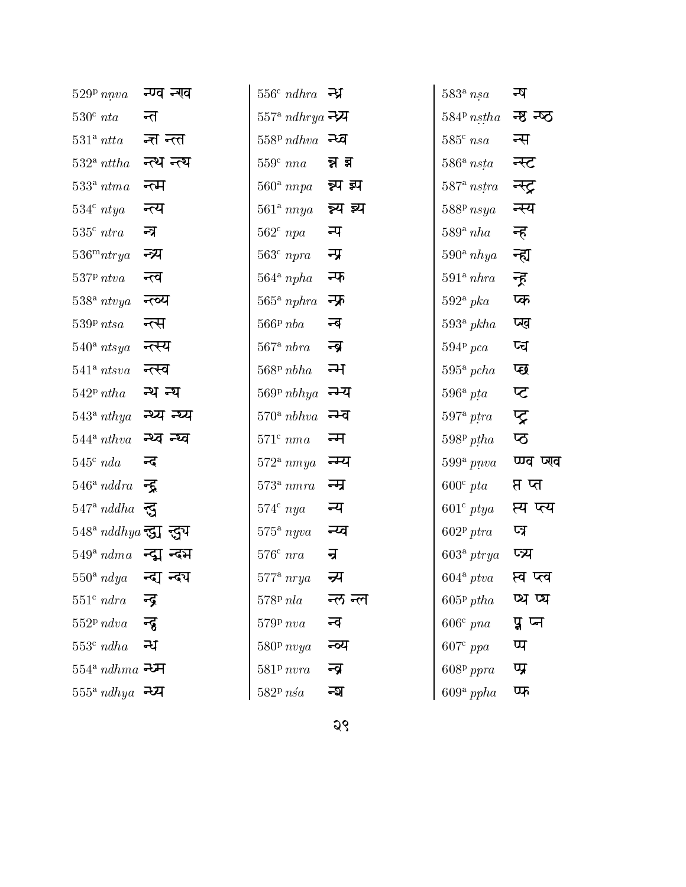529[p] *ṇṇva* न्ण्व न्णव

530[c] *nta* न्त

531[a] *ntta* न्त्त न्त्त

532[a] *nttha* न्त्थ न्त्थ

533[a] *ntma* न्त्म

534[c] *ntya* न्त्य

535[c] *ntra* न्त्र

536[m] *ntrya* न्त्र्य

537[p] *ntva* न्त्व

538[a] *ntvya* न्त्व्य

539[p] *ntsa* न्त्स

540[a] *ntsya* न्त्स्य

541[a] *ntsva* न्त्स्व

542[p] *ntha* न्थ न्थ

543[a] *nthya* न्थ्य न्थ्य

544[a] *nthva* न्थ्व न्थ्व

545[c] *nda* न्द

546[a] *nddra* न्द्द्र

547[a] *nddha* न्द्ध

548[a] *nddhya* न्द्ध्य न्द्ध्य

549[a] *ndma* न्द्म न्द्म

550[a] *ndya* न्द्य न्द्य

551[c] *ndra* न्द्र

552[p] *ndva* न्द्व

553[c] *ndha* न्ध

554[a] *ndhma* न्ध्म

555[a] *ndhya* न्ध्य

556[c] *ndhra* न्ध्र

557[a] *ndhrya* न्ध्र्य

558[p] *ndhva* न्ध्व

559[c] *nna* न्न न्न

560[a] *nnpa* न्न्प न्न्प

561[a] *nnya* न्न्य न्न्य

562[c] *npa* न्प

563[c] *npra* न्प्र

564[a] *npha* न्फ

565[a] *nphra* न्फ्र

566[p] *nba* न्ब

567[a] *nbra* न्ब्र

568[p] *nbha* न्भ

569[p] *nbhya* न्भ्य

570[a] *nbhva* न्भ्व

571[c] *nma* न्म

572[a] *nmya* न्म्य

573[a] *nmra* न्म्र

574[c] *nya* न्य

575[a] *nyva* न्य्व

576[c] *nra* न्र

577[a] *nrya* न्र्य

578[p] *nla* न्ल न्ल

579[p] *nva* न्व

580[p] *nvya* न्व्य

581[p] *nvra* न्व्र

582[p] *nśa* न्श

583[a] *nṣa* न्ष

584[p] *nṣṭha* न्ष्ठ न्ष्ठ

585[c] *nsa* न्स

586[a] *nsṭa* न्स्ट

587[a] *nsṭra* न्स्ट्र

588[p] *nsya* न्स्य

589[a] *nha* न्ह

590[a] *nhya* न्ह्य

591[a] *nhra* न्ह्र

592[a] *pka* प्क

593[a] *pkha* प्ख

594[p] *pca* प्च

595[a] *pcha* प्छ

596[a] *pṭa* प्ट

597[a] *pṭra* प्ट्र

598[p] *pṭha* प्ठ

599[a] *pṇva* प्ण्व प्णव

600[c] *pta* प्त प्त

601[c] *ptya* प्त्य प्त्य

602[p] *ptra* प्त्र

603[a] *ptrya* प्त्र्य

604[a] *ptva* प्त्व प्त्व

605[p] *ptha* प्थ प्थ

606[c] *pna* प्न प्न

607[c] *ppa* प्प

608[p] *ppra* प्प्र

609[a] *ppha* प्फ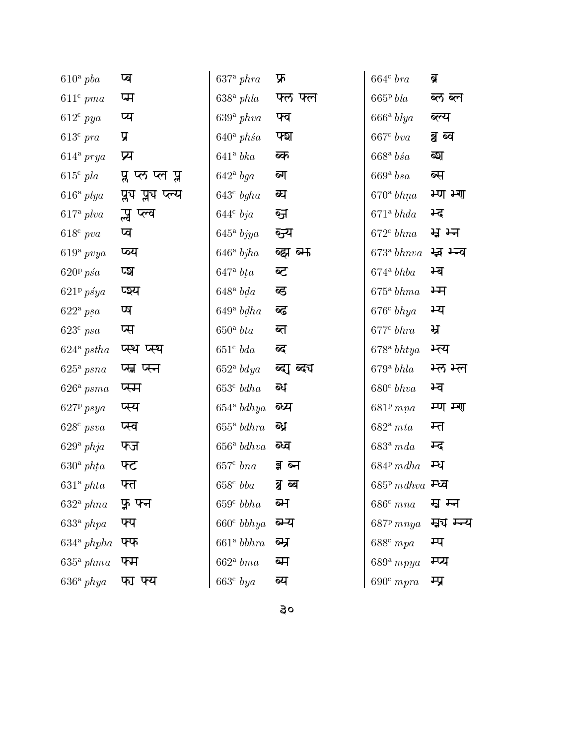| | | |
|---|---|---|
| 610[a] *pba* | प्ब | |
| 611[c] *pma* | प्म | |
| 612[c] *pya* | प्य | |
| 613[c] *pra* | प्र | |
| 614[a] *prya* | प्र्य | |
| 615[c] *pla* | प्ल प्ल प्ल प्ल | |
| 616[a] *plya* | प्ल्य प्ल्य प्ल्य | |
| 617[a] *plva* | प्ल्व प्ल्व | |
| 618[c] *pva* | प्व | |
| 619[a] *pvya* | प्व्य | |
| 620[p] *pśa* | प्श | |
| 621[p] *pśya* | प्श्य | |
| 622[a] *pṣa* | प्ष | |
| 623[c] *psa* | प्स | |
| 624[a] *pstha* | प्स्थ प्स्थ | |
| 625[a] *psna* | प्स्न प्स्न | |
| 626[a] *psma* | प्स्म | |
| 627[p] *psya* | प्स्य | |
| 628[c] *psva* | प्स्व | |
| 629[a] *phja* | फ्ज | |
| 630[a] *phṭa* | फ्ट | |
| 631[a] *phta* | फ्त | |
| 632[a] *phna* | फ्न फ्न | |
| 633[a] *phpa* | फ्प | |
| 634[a] *phpha* | फ्फ | |
| 635[a] *phma* | फ्म | |
| 636[a] *phya* | फ्य फ्य | |
| 637[a] *phra* | फ्र | |
| 638[a] *phla* | फ्ल फ्ल | |
| 639[a] *phva* | फ्व | |
| 640[a] *phśa* | फ्श | |
| 641[a] *bka* | ब्क | |
| 642[a] *bga* | ब्ग | |
| 643[c] *bgha* | ब्घ | |
| 644[c] *bja* | ब्ज | |
| 645[a] *bjya* | ब्ज्य | |
| 646[a] *bjha* | ब्झ ब्झ | |
| 647[a] *bṭa* | ब्ट | |
| 648[a] *bḍa* | ब्ड | |
| 649[a] *bḍha* | ब्ढ | |
| 650[a] *bta* | ब्त | |
| 651[c] *bda* | ब्द | |
| 652[a] *bdya* | ब्द्य ब्द्य | |
| 653[c] *bdha* | ब्ध | |
| 654[a] *bdhya* | ब्ध्य | |
| 655[a] *bdhra* | ब्ध्र | |
| 656[a] *bdhva* | ब्ध्व | |
| 657[c] *bna* | ब्न ब्न | |
| 658[c] *bba* | ब्ब ब्ब | |
| 659[c] *bbha* | ब्भ | |
| 660[c] *bbhya* | ब्भ्य | |
| 661[a] *bbhra* | ब्भ्र | |
| 662[a] *bma* | ब्म | |
| 663[c] *bya* | ब्य | |
| 664[c] *bra* | ब्र | |
| 665[p] *bla* | ब्ल ब्ल | |
| 666[a] *blya* | ब्ल्य | |
| 667[c] *bva* | ब्व ब्व | |
| 668[a] *bśa* | ब्श | |
| 669[a] *bsa* | ब्स | |
| 670[a] *bhṇa* | भ्ण भ्ण | |
| 671[a] *bhda* | भ्द | |
| 672[c] *bhna* | भ्न भ्न | |
| 673[a] *bhnva* | भ्न्व भ्न्व | |
| 674[a] *bhba* | भ्ब | |
| 675[a] *bhma* | भ्म | |
| 676[c] *bhya* | भ्य | |
| 677[c] *bhra* | भ्र | |
| 678[a] *bhtya* | भ्त्य | |
| 679[a] *bhla* | भ्ल भ्ल | |
| 680[c] *bhva* | भ्व | |
| 681[p] *mṇa* | म्ण म्ण | |
| 682[a] *mta* | म्त | |
| 683[a] *mda* | म्द | |
| 684[p] *mdha* | म्ध | |
| 685[p] *mdhva* | म्ध्व | |
| 686[c] *mna* | म्न म्न | |
| 687[p] *mnya* | म्न्य म्न्य | |
| 688[c] *mpa* | म्प | |
| 689[a] *mpya* | म्प्य | |
| 690[c] *mpra* | म्प्र | |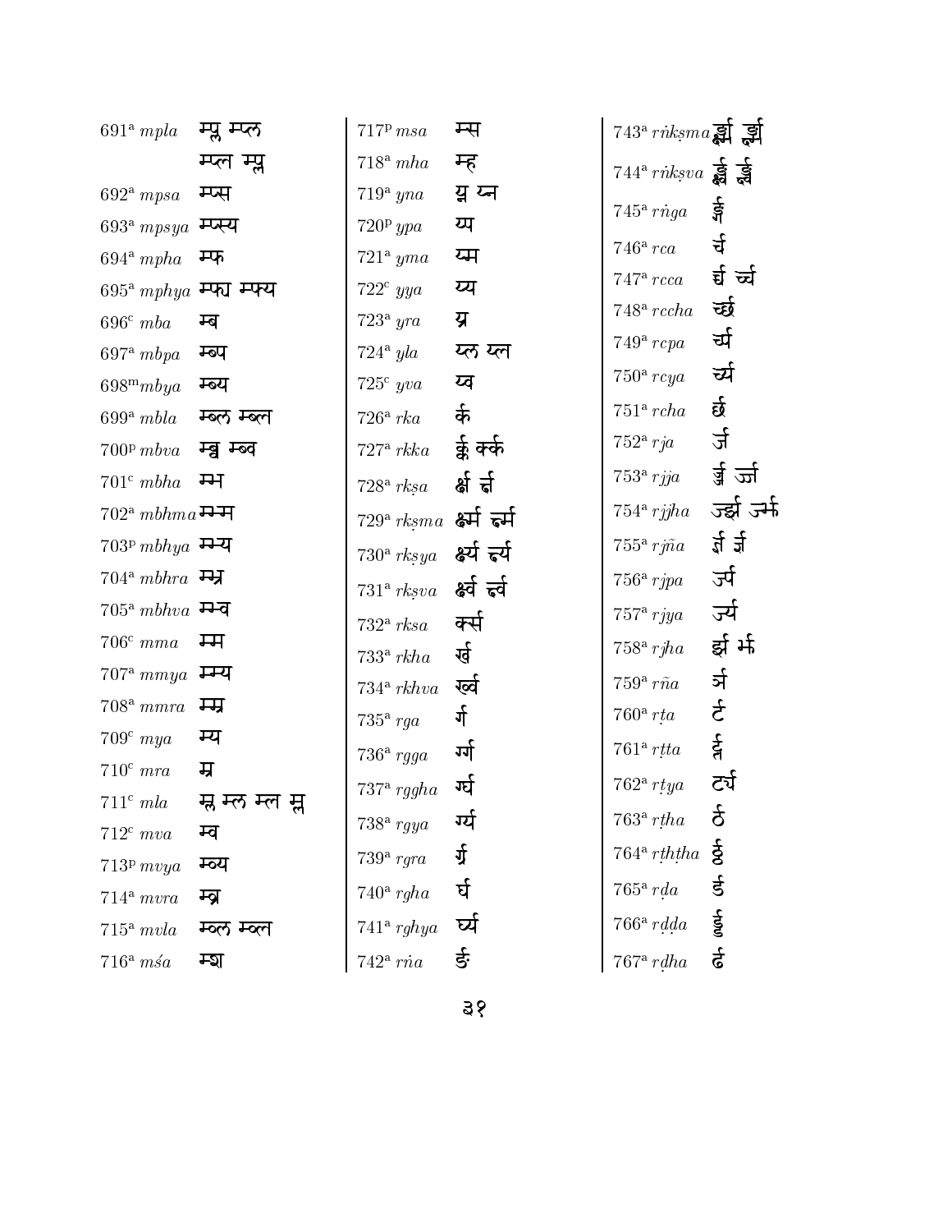691[a] *mpla* म्प्ल म्प्ल
म्प्ल म्प्ल

692[a] *mpsa* म्प्स

693[a] *mpsya* म्प्स्य

694[a] *mpha* म्फ

695[a] *mphya* म्फ्य म्फ्य

696[c] *mba* म्ब

697[a] *mbpa* म्ब्प

698[m] *mbya* म्ब्य

699[a] *mbla* म्ब्ल म्ब्ल

700[p] *mbva* म्ब्व म्ब्व

701[c] *mbha* म्भ

702[a] *mbhma* म्भ्म

703[p] *mbhya* म्भ्य

704[a] *mbhra* म्भ्र

705[a] *mbhva* म्भ्व

706[c] *mma* म्म

707[a] *mmya* म्म्य

708[a] *mmra* म्म्र

709[c] *mya* म्य

710[c] *mra* म्र

711[c] *mla* म्ल म्ल म्ल म्ल

712[c] *mva* म्व

713[p] *mvya* म्व्य

714[a] *mvra* म्व्र

715[a] *mvla* म्व्ल म्व्ल

716[a] *mśa* म्श

717[p] *msa* म्स

718[a] *mha* म्ह

719[a] *yna* य्न य्न

720[p] *ypa* य्प

721[a] *yma* य्म

722[c] *yya* य्य

723[a] *yra* य्र

724[a] *yla* य्ल य्ल

725[c] *yva* य्व

726[a] *rka* र्क

727[a] *rkka* र्क्क र्क्क

728[a] *rkṣa* र्क्ष र्क्ष

729[a] *rkṣma* र्क्ष्म र्क्ष्म

730[a] *rkṣya* र्क्ष्य र्क्ष्य

731[a] *rkṣva* र्क्ष्व र्क्ष्व

732[a] *rksa* र्क्स

733[a] *rkha* र्ख

734[a] *rkhva* र्ख्व

735[a] *rga* र्ग

736[a] *rgga* र्ग्ग

737[a] *rggha* र्ग्घ

738[a] *rgya* र्ग्य

739[a] *rgra* र्ग्र

740[a] *rgha* र्घ

741[a] *rghya* र्घ्य

742[a] *rṅa* र्ङ

743[a] *rṅkṣma* र्ङ्क्ष्म र्ङ्क्ष्म

744[a] *rṅkṣva* र्ङ्क्ष्व र्ङ्क्ष्व

745[a] *rṅga* र्ङ्ग

746[a] *rca* र्च

747[a] *rcca* र्च्च र्च्च

748[a] *rccha* र्च्छ

749[a] *rcpa* र्च्प

750[a] *rcya* र्च्य

751[a] *rcha* र्छ

752[a] *rja* र्ज

753[a] *rjja* र्ज्ज र्ज्ज

754[a] *rjjha* र्ज्झ र्ज्झ

755[a] *rjña* र्ज्ञ र्ज्ञ

756[a] *rjpa* र्ज्प

757[a] *rjya* र्ज्य

758[a] *rjha* र्झ र्झ

759[a] *rña* र्ञ

760[a] *rṭa* र्ट

761[a] *rṭta* र्ट्त

762[a] *rṭya* र्ट्य

763[a] *rṭha* र्ठ

764[a] *rṭhṭha* र्ठ्ठ

765[a] *rḍa* र्ड

766[a] *rḍḍa* र्ड्ड

767[a] *rḍha* र्ढ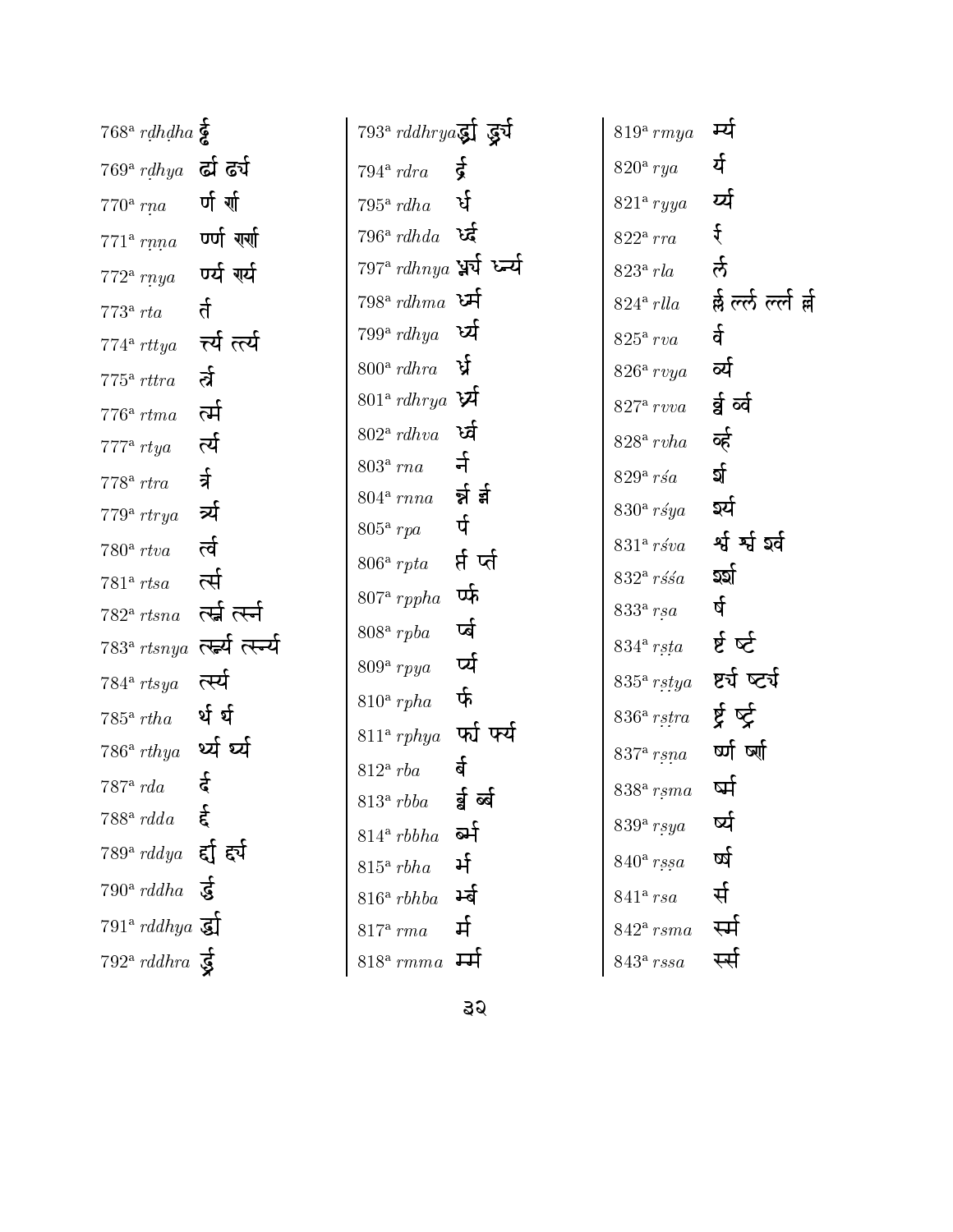768[a] *rḍhḍha* र्ढ्ढ

769[a] *rḍhya* र्ढ्य र्ढ्य

770[a] *rṇa* र्ण र्ण

771[a] *rṇṇa* र्ण्ण र्ण्ण

772[a] *rṇya* र्ण्य र्ण्य

773[a] *rta* र्त

774[a] *rttya* र्त्त्य र्त्त्य

775[a] *rttra* र्त्त्र

776[a] *rtma* र्त्म

777[a] *rtya* र्त्य

778[a] *rtra* र्त्र

779[a] *rtrya* र्त्र्य

780[a] *rtva* र्त्व

781[a] *rtsa* र्त्स

782[a] *rtsna* र्त्स्न र्त्स्न

783[a] *rtsnya* र्त्स्न्य र्त्स्न्य

784[a] *rtsya* र्त्स्य

785[a] *rtha* र्थ र्थ

786[a] *rthya* र्थ्य र्थ्य

787[a] *rda* र्द

788[a] *rdda* र्द्द

789[a] *rddya* र्द्द्य र्द्द्य

790[a] *rddha* र्द्ध

791[a] *rddhya* र्द्ध्य

792[a] *rddhra* र्द्ध्र

793[a] *rddhrya* र्द्ध्र्य र्द्ध्र्य

794[a] *rdra* र्द्र

795[a] *rdha* र्ध

796[a] *rdhda* र्ध्द

797[a] *rdhnya* र्ध्न्य र्ध्न्य

798[a] *rdhma* र्ध्म

799[a] *rdhya* र्ध्य

800[a] *rdhra* र्ध्र

801[a] *rdhrya* र्ध्र्य

802[a] *rdhva* र्ध्व

803[a] *rna* र्न

804[a] *rnna* र्न्न र्न्न

805[a] *rpa* र्प

806[a] *rpta* र्प्त र्प्त

807[a] *rppha* र्प्फ

808[a] *rpba* र्प्ब

809[a] *rpya* र्प्य

810[a] *rpha* र्फ

811[a] *rphya* र्फ्य र्फ्य

812[a] *rba* र्ब

813[a] *rbba* र्ब्ब र्ब्ब

814[a] *rbbha* र्ब्भ

815[a] *rbha* र्भ

816[a] *rbhba* र्भ्ब

817[a] *rma* र्म

818[a] *rmma* र्म्म

819[a] *rmya* र्म्य

820[a] *rya* र्य

821[a] *ryya* र्य्य

822[a] *rra* र्र

823[a] *rla* र्ल

824[a] *rlla* र्ल्ल र्ल्ल र्ल्ल र्ल्ल

825[a] *rva* र्व

826[a] *rvya* र्व्य

827[a] *rvva* र्व्व र्व्व

828[a] *rvha* र्व्ह

829[a] *rśa* र्श

830[a] *rśya* र्श्य

831[a] *rśva* र्श्व र्श्व र्श्व

832[a] *rśśa* र्श्श

833[a] *rṣa* र्ष

834[a] *rṣṭa* र्ष्ट र्ष्ट

835[a] *rṣṭya* र्ष्ट्य र्ष्ट्य

836[a] *rṣṭra* र्ष्ट्र र्ष्ट्र

837[a] *rṣṇa* र्ष्ण र्ष्ण

838[a] *rṣma* र्ष्म

839[a] *rṣya* र्ष्य

840[a] *rṣṣa* र्ष्ष

841[a] *rsa* र्स

842[a] *rsma* र्स्म

843[a] *rssa* र्स्स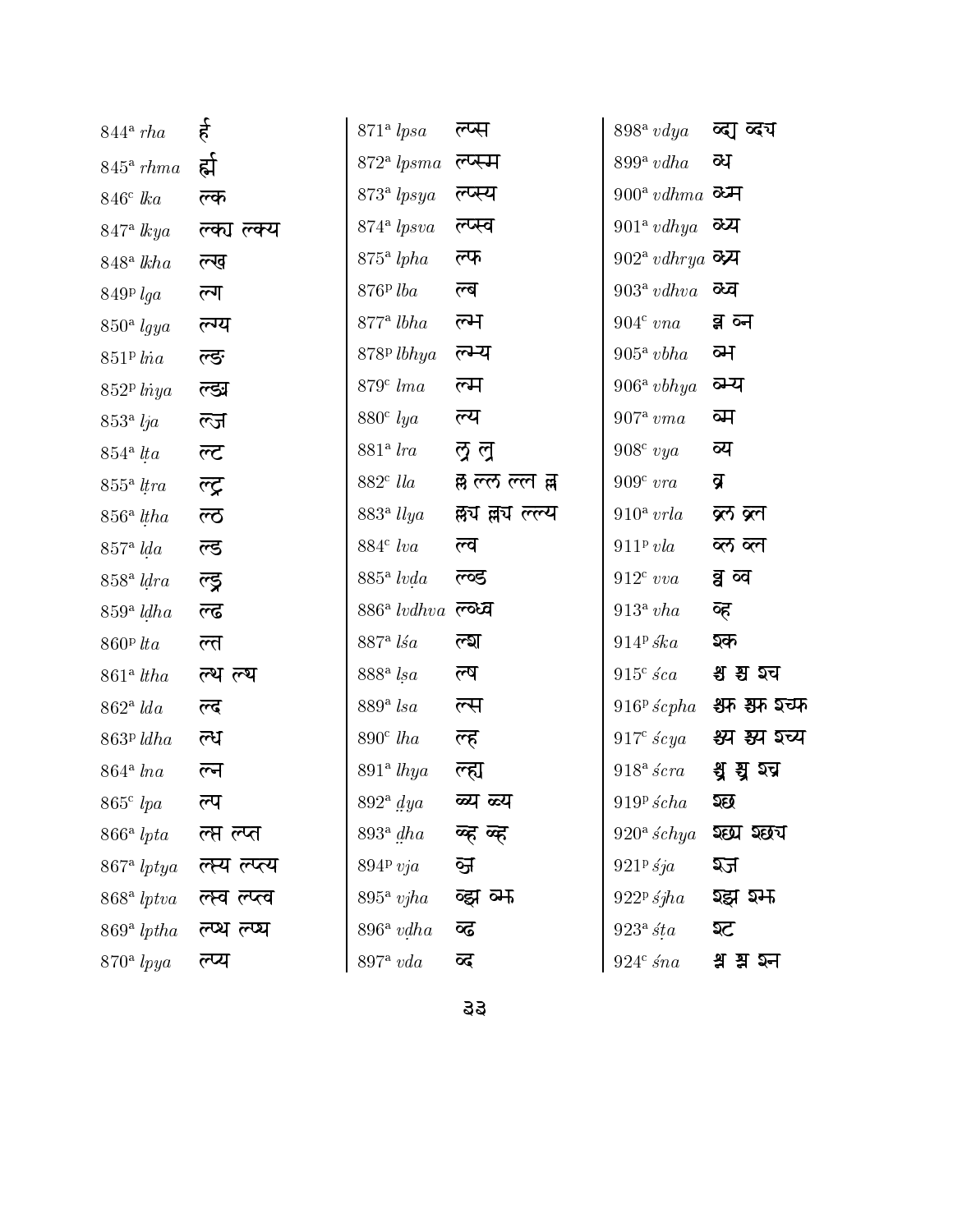| | | | | | |
|---|---|---|---|---|---|
| 844[a] *rha* | र्ह | 871[a] *lpsa* | ल्प्स | 898[a] *vdya* | व्द्य व्द्य |
| 845[a] *rhma* | र्ह्म | 872[a] *lpsma* | ल्प्स्म | 899[a] *vdha* | व्ध |
| 846[c] *lka* | ल्क | 873[a] *lpsya* | ल्प्स्य | 900[a] *vdhma* | व्ध्म |
| 847[a] *lkya* | ल्क्य ल्क्य | 874[a] *lpsva* | ल्प्स्व | 901[a] *vdhya* | व्ध्य |
| 848[a] *lkha* | ल्ख | 875[a] *lpha* | ल्फ | 902[a] *vdhrya* | व्ध्र्य |
| 849[p] *lga* | ल्ग | 876[p] *lba* | ल्ब | 903[a] *vdhva* | व्ध्व |
| 850[a] *lgya* | ल्ग्य | 877[a] *lbha* | ल्भ | 904[c] *vna* | व्न व्न |
| 851[p] *lṅa* | ल्ङ | 878[p] *lbhya* | ल्भ्य | 905[a] *vbha* | व्भ |
| 852[p] *lṅya* | ल्ङ्य | 879[c] *lma* | ल्म | 906[a] *vbhya* | व्भ्य |
| 853[a] *lja* | ल्ज | 880[c] *lya* | ल्य | 907[a] *vma* | व्म |
| 854[a] *lṭa* | ल्ट | 881[a] *lra* | ल्र ल्र | 908[c] *vya* | व्य |
| 855[a] *lṭra* | ल्ट्र | 882[c] *lla* | ल्ल ल्ल ल्ल ल्ल | 909[c] *vra* | व्र |
| 856[a] *lṭha* | ल्ठ | 883[a] *llya* | ल्ल्य ल्ल्य ल्ल्य | 910[a] *vrla* | व्र्ल व्र्ल |
| 857[a] *lḍa* | ल्ड | 884[c] *lva* | ल्व | 911[p] *vla* | व्ल व्ल |
| 858[a] *lḍra* | ल्ड्र | 885[a] *lvḍa* | ल्व्ड | 912[c] *vva* | व्व व्व |
| 859[a] *lḍha* | ल्ढ | 886[a] *lvdhva* | ल्व्ध्व | 913[a] *vha* | व्ह |
| 860[p] *lta* | ल्त | 887[a] *lśa* | ल्श | 914[p] *śka* | श्क |
| 861[a] *ltha* | ल्थ ल्थ | 888[a] *lṣa* | ल्ष | 915[c] *śca* | श्च श्च श्च |
| 862[a] *lda* | ल्द | 889[a] *lsa* | ल्स | 916[p] *ścpha* | श्च्फ श्च्फ श्च्फ |
| 863[p] *ldha* | ल्ध | 890[c] *lha* | ल्ह | 917[c] *ścya* | श्च्य श्च्य श्च्य |
| 864[a] *lna* | ल्न | 891[a] *lhya* | ल्ह्य | 918[a] *ścra* | श्च्र श्च्र श्च्र |
| 865[c] *lpa* | ल्प | 892[a] *ḏya* | व्ह्य व्ह्य | 919[p] *ścha* | श्छ |
| 866[a] *lpta* | ल्प्त ल्प्त | 893[a] *ḏha* | व्ह्ह व्ह्ह | 920[a] *śchya* | श्छ्य श्छ्य |
| 867[a] *lptya* | ल्प्त्य ल्प्त्य | 894[p] *vja* | व्ज | 921[p] *śja* | श्ज |
| 868[a] *lptva* | ल्प्त्व ल्प्त्व | 895[a] *vjha* | व्झ व्झ | 922[p] *śjha* | श्झ श्झ |
| 869[a] *lptha* | ल्प्थ ल्प्थ | 896[a] *vḍha* | व्ढ | 923[a] *śṭa* | श्ट |
| 870[a] *lpya* | ल्प्य | 897[a] *vda* | व्द | 924[c] *śna* | श्न श्न श्न |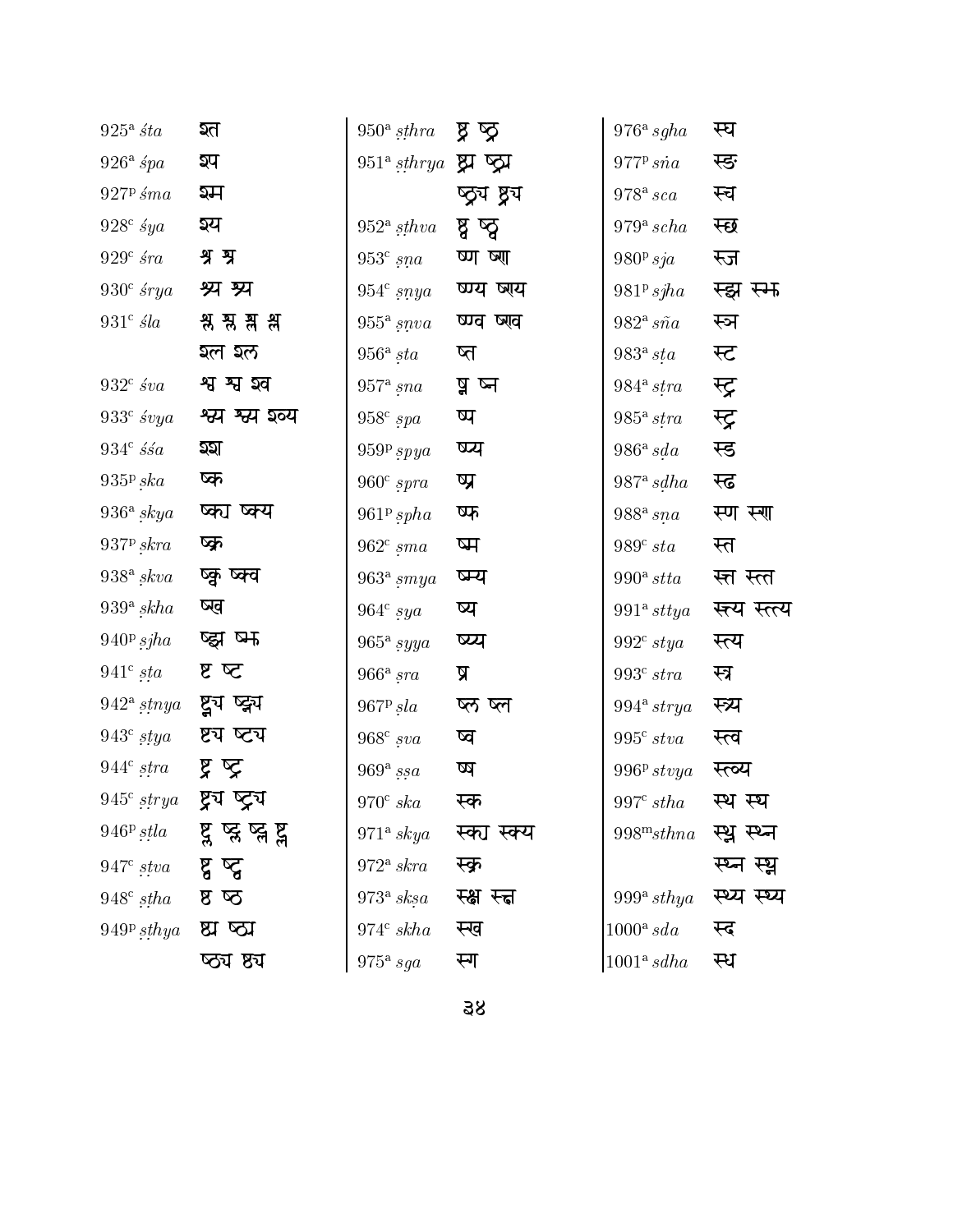| | | | | | | | |
|---|---|---|---|---|---|---|---|
| 925[a] *śta* | श्त | 950[a] *ṣṭhra* | ष्ठ्र ष्ठ्र | 976[a] *sgha* | स्घ | | |
| 926[a] *śpa* | श्प | 951[a] *ṣṭhrya* | ष्ठ्र्य ष्ठ्र्य | 977[p] *sṅa* | स्ङ | | |
| 927[p] *śma* | श्म | | ष्ठ्र्य ष्ठ्र्य | 978[a] *sca* | स्च | | |
| 928[c] *śya* | श्य | 952[a] *ṣṭhva* | ष्ठ्व ष्ठ्व | 979[a] *scha* | स्छ | | |
| 929[c] *śra* | श्र श्र | 953[c] *ṣṇa* | ष्ण ष्ण | 980[p] *sja* | स्ज | | |
| 930[c] *śrya* | श्र्य श्र्य | 954[c] *ṣṇya* | ष्ण्य ष्ण्य | 981[p] *sjha* | स्झ स्झ | | |
| 931[c] *śla* | श्ल श्ल श्ल श्ल | 955[a] *ṣṇva* | ष्ण्व ष्ण्व | 982[a] *sña* | स्ञ | | |
| | श्ल श्ल | 956[a] *ṣta* | ष्त | 983[a] *sṭa* | स्ट | | |
| 932[c] *śva* | श्व श्व श्व | 957[a] *ṣna* | ष्न ष्न | 984[a] *sṭra* | स्ट्र | | |
| 933[c] *śvya* | श्व्य श्व्य श्व्य | 958[c] *ṣpa* | ष्प | 985[a] *sṭra* | स्ट्र | | |
| 934[c] *śśa* | श्श | 959[p] *ṣpya* | ष्प्य | 986[a] *sḍa* | स्ड | | |
| 935[p] *ṣka* | ष्क | 960[c] *ṣpra* | ष्प्र | 987[a] *sḍha* | स्ढ | | |
| 936[a] *ṣkya* | ष्क्य ष्क्य | 961[p] *ṣpha* | ष्फ | 988[a] *sṇa* | स्ण स्ण | | |
| 937[p] *ṣkra* | ष्क्र | 962[c] *ṣma* | ष्म | 989[c] *sta* | स्त | | |
| 938[a] *ṣkva* | ष्क्व ष्क्व | 963[a] *ṣmya* | ष्म्य | 990[a] *stta* | स्त्त स्त्त | | |
| 939[a] *ṣkha* | ष्ख | 964[c] *ṣya* | ष्य | 991[a] *sttya* | स्त्त्य स्त्त्य | | |
| 940[p] *ṣjha* | ष्झ ष्झ | 965[a] *ṣyya* | ष्य्य | 992[c] *stya* | स्त्य | | |
| 941[c] *ṣṭa* | ष्ट ष्ट | 966[a] *ṣra* | ष्र | 993[c] *stra* | स्त्र | | |
| 942[a] *ṣṭnya* | ष्ट्न्य ष्ट्न्य | 967[p] *ṣla* | ष्ल ष्ल | 994[a] *strya* | स्त्र्य | | |
| 943[c] *ṣṭya* | ष्ट्य ष्ट्य | 968[c] *ṣva* | ष्व | 995[c] *stva* | स्त्व | | |
| 944[c] *ṣṭra* | ष्ट्र ष्ट्र | 969[a] *ṣṣa* | ष्ष | 996[p] *stvya* | स्त्व्य | | |
| 945[c] *ṣṭrya* | ष्ट्र्य ष्ट्र्य | 970[c] *ska* | स्क | 997[c] *stha* | स्थ स्थ | | |
| 946[p] *ṣṭla* | ष्ट्ल ष्ट्ल ष्ट्ल ष्ट्ल | 971[a] *skya* | स्क्य स्क्य | 998[m] *sthna* | स्थ्न स्थ्न | | |
| 947[c] *ṣṭva* | ष्ट्व ष्ट्व | 972[a] *skra* | स्क्र | | स्थ्न स्थ्न | | |
| 948[c] *ṣṭha* | ष्ठ ष्ठ | 973[a] *skṣa* | स्क्ष स्क्ष | 999[a] *sthya* | स्थ्य स्थ्य | | |
| 949[p] *ṣṭhya* | ष्ठ्य ष्ठ्य | 974[c] *skha* | स्ख | 1000[a] *sda* | स्द | | |
| | ष्ठ्य ष्ठ्य | 975[a] *sga* | स्ग | 1001[a] *sdha* | स्ध | | |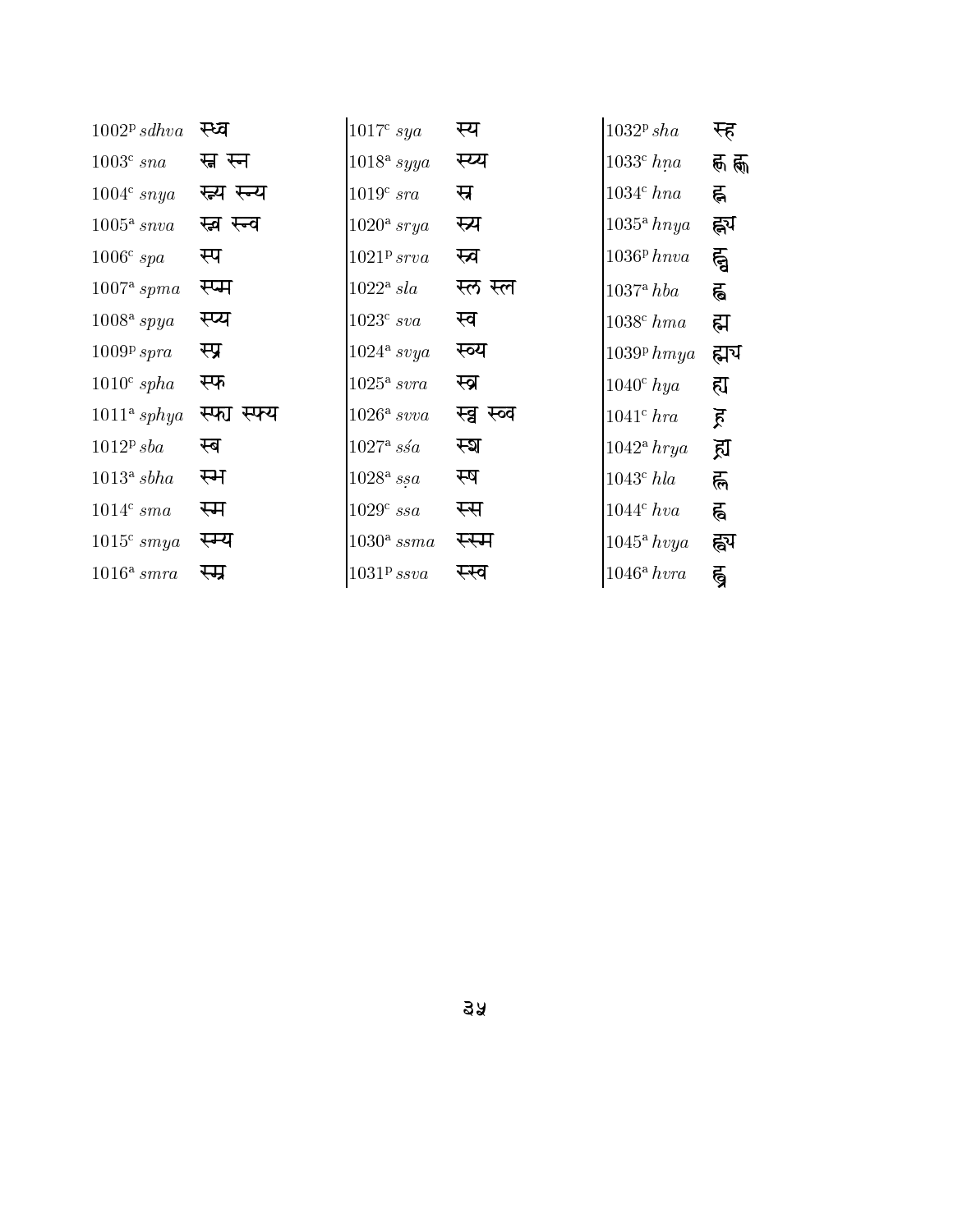| | | | | | | | | |
|---|---|---|---|---|---|---|---|---|
| 1002[p] | *sdhva* | स्ध्व | 1017[c] | *sya* | स्य | 1032[p] | *sha* | स्ह |
| 1003[c] | *sna* | स्न स्न | 1018[a] | *syya* | स्य्य | 1033[c] | *hṇa* | ह्ण ह्ण |
| 1004[c] | *snya* | स्न्य स्न्य | 1019[c] | *sra* | स्र | 1034[c] | *hna* | ह्न |
| 1005[a] | *snva* | स्न्व स्न्व | 1020[a] | *srya* | स्र्य | 1035[a] | *hnya* | ह्न्य |
| 1006[c] | *spa* | स्प | 1021[p] | *srva* | स्र्व | 1036[p] | *hnva* | ह्न्व |
| 1007[a] | *spma* | स्प्म | 1022[a] | *sla* | स्ल स्ल | 1037[a] | *hba* | ह्ब |
| 1008[a] | *spya* | स्प्य | 1023[c] | *sva* | स्व | 1038[c] | *hma* | ह्म |
| 1009[p] | *spra* | स्प्र | 1024[a] | *svya* | स्व्य | 1039[p] | *hmya* | ह्म्य |
| 1010[c] | *spha* | स्फ | 1025[a] | *svra* | स्व्र | 1040[c] | *hya* | ह्य |
| 1011[a] | *sphya* | स्फ्य स्फ्य | 1026[a] | *svva* | स्व्व स्व्व | 1041[c] | *hra* | ह्र |
| 1012[p] | *sba* | स्ब | 1027[a] | *sśa* | स्श | 1042[a] | *hrya* | ह्र्य |
| 1013[a] | *sbha* | स्भ | 1028[a] | *sṣa* | स्ष | 1043[c] | *hla* | ह्ल |
| 1014[c] | *sma* | स्म | 1029[c] | *ssa* | स्स | 1044[c] | *hva* | ह्व |
| 1015[c] | *smya* | स्म्य | 1030[a] | *ssma* | स्स्म | 1045[a] | *hvya* | ह्व्य |
| 1016[a] | *smra* | स्म्र | 1031[p] | *ssva* | स्स्व | 1046[a] | *hvra* | ह्व्र |